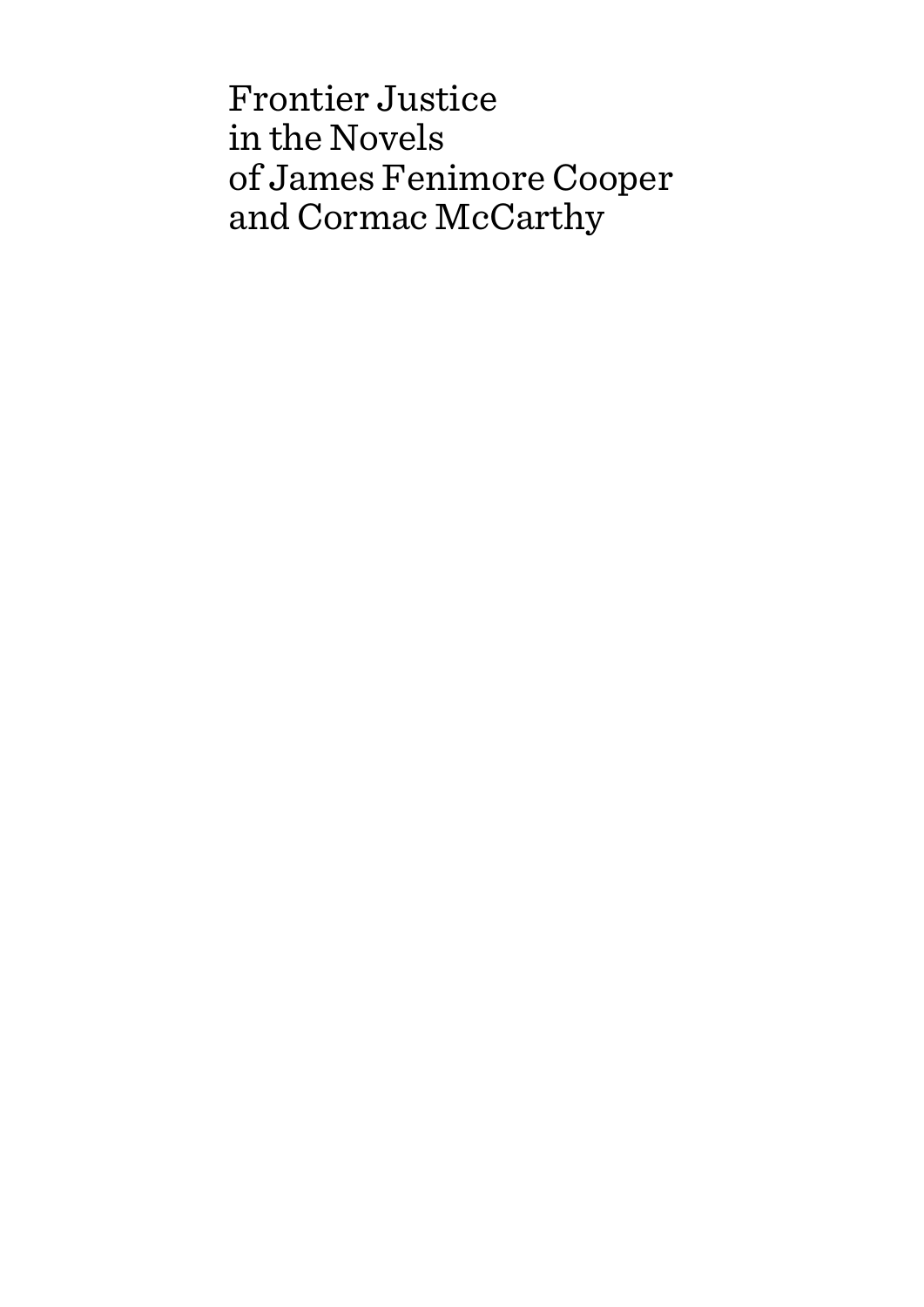# Frontier Justice in the Novels of James Fenimore Cooper and Cormac McCarthy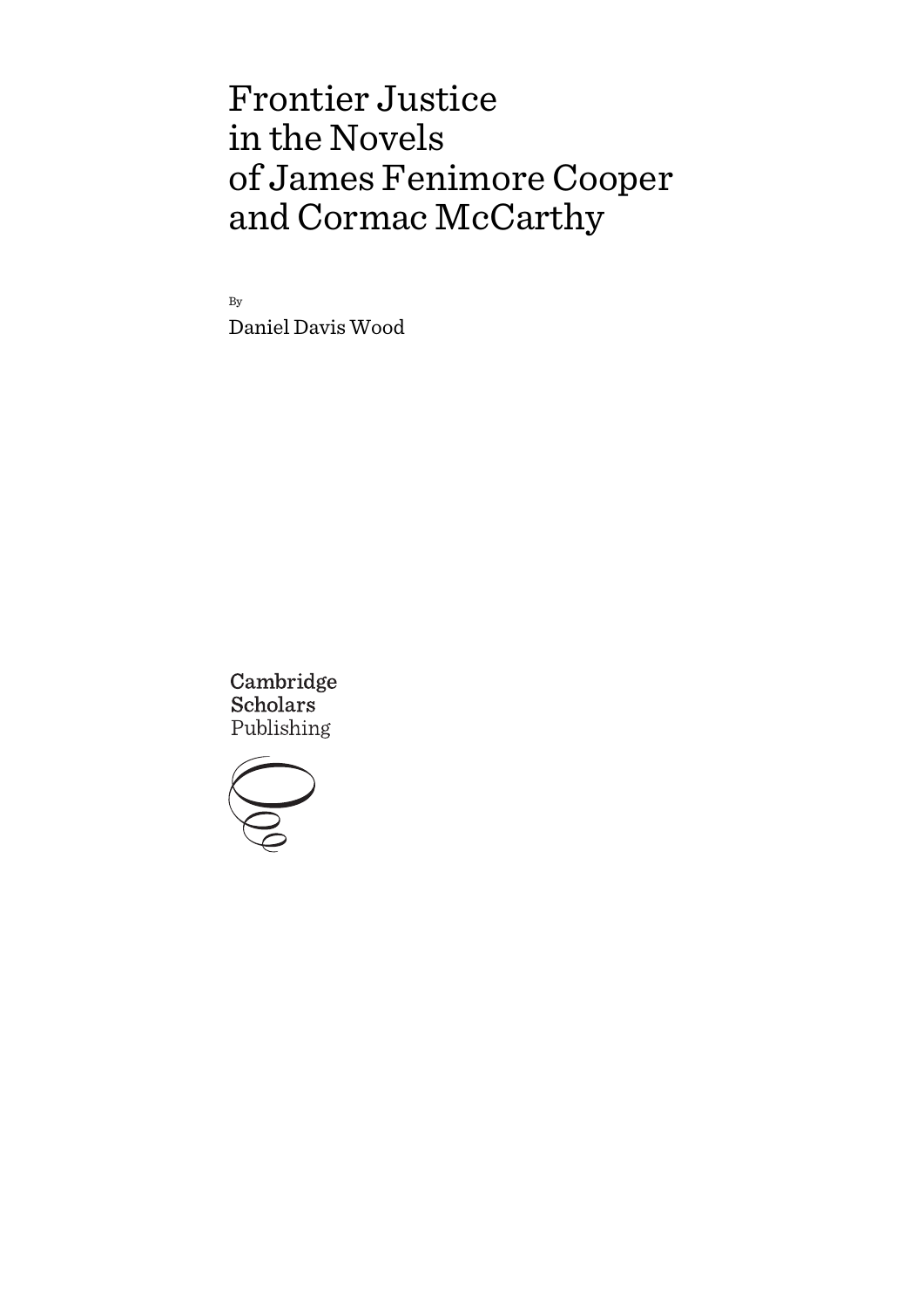# Frontier Justice in the Novels of James Fenimore Cooper and Cormac McCarthy

By

Daniel Davis Wood

Cambridge Scholars Publishing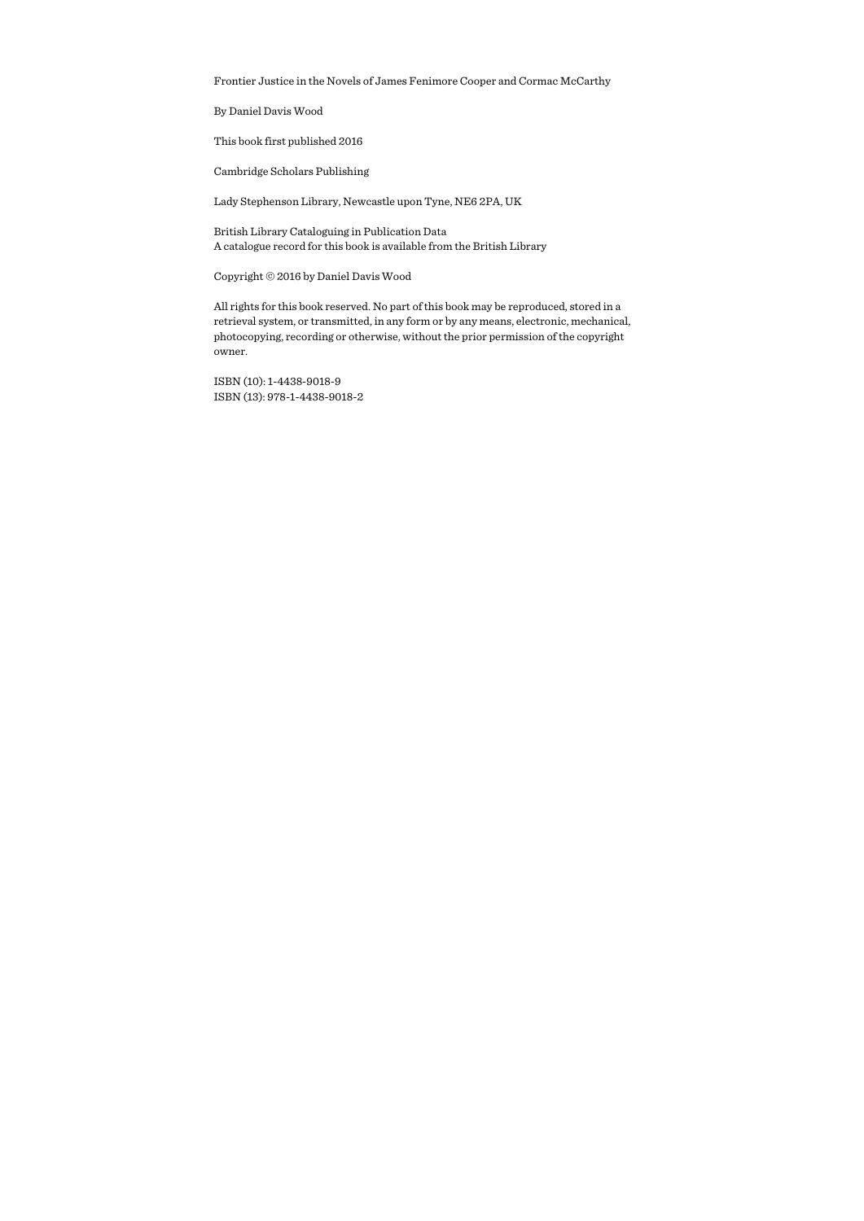Frontier Justice in the Novels of James Fenimore Cooper and Cormac McCarthy

By Daniel Davis Wood

This book first published 2016

Cambridge Scholars Publishing

Lady Stephenson Library, Newcastle upon Tyne, NE6 2PA, UK

British Library Cataloguing in Publication Data
A catalogue record for this book is available from the British Library

Copyright © 2016 by Daniel Davis Wood

All rights for this book reserved. No part of this book may be reproduced, stored in a retrieval system, or transmitted, in any form or by any means, electronic, mechanical, photocopying, recording or otherwise, without the prior permission of the copyright owner.

ISBN (10): 1-4438-9018-9
ISBN (13): 978-1-4438-9018-2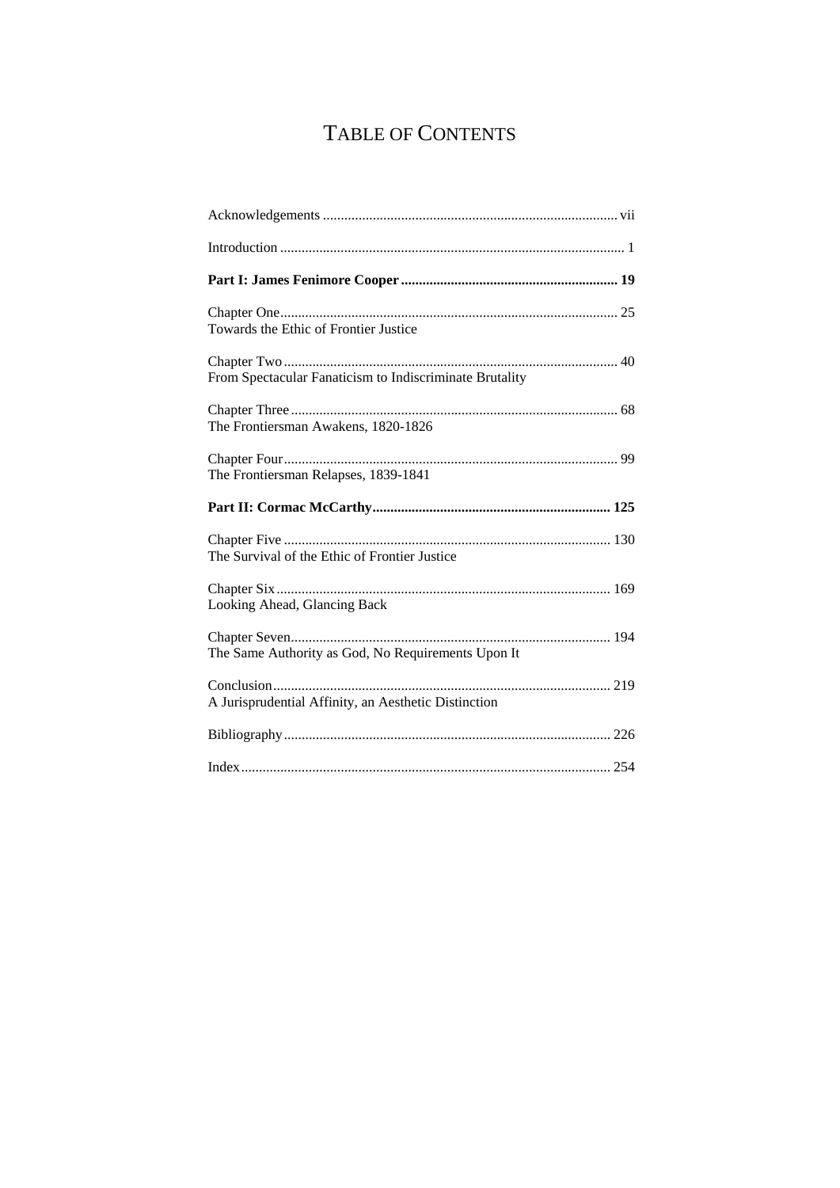# TABLE OF CONTENTS

Acknowledgements .................................................................................. vii

Introduction ................................................................................................ 1

**Part I: James Fenimore Cooper ............................................................. 19**

Chapter One.............................................................................................. 25
Towards the Ethic of Frontier Justice

Chapter Two ............................................................................................. 40
From Spectacular Fanaticism to Indiscriminate Brutality

Chapter Three ........................................................................................... 68
The Frontiersman Awakens, 1820-1826

Chapter Four............................................................................................. 99
The Frontiersman Relapses, 1839-1841

**Part II: Cormac McCarthy................................................................... 125**

Chapter Five ........................................................................................... 130
The Survival of the Ethic of Frontier Justice

Chapter Six............................................................................................. 169
Looking Ahead, Glancing Back

Chapter Seven......................................................................................... 194
The Same Authority as God, No Requirements Upon It

Conclusion.............................................................................................. 219
A Jurisprudential Affinity, an Aesthetic Distinction

Bibliography........................................................................................... 226

Index....................................................................................................... 254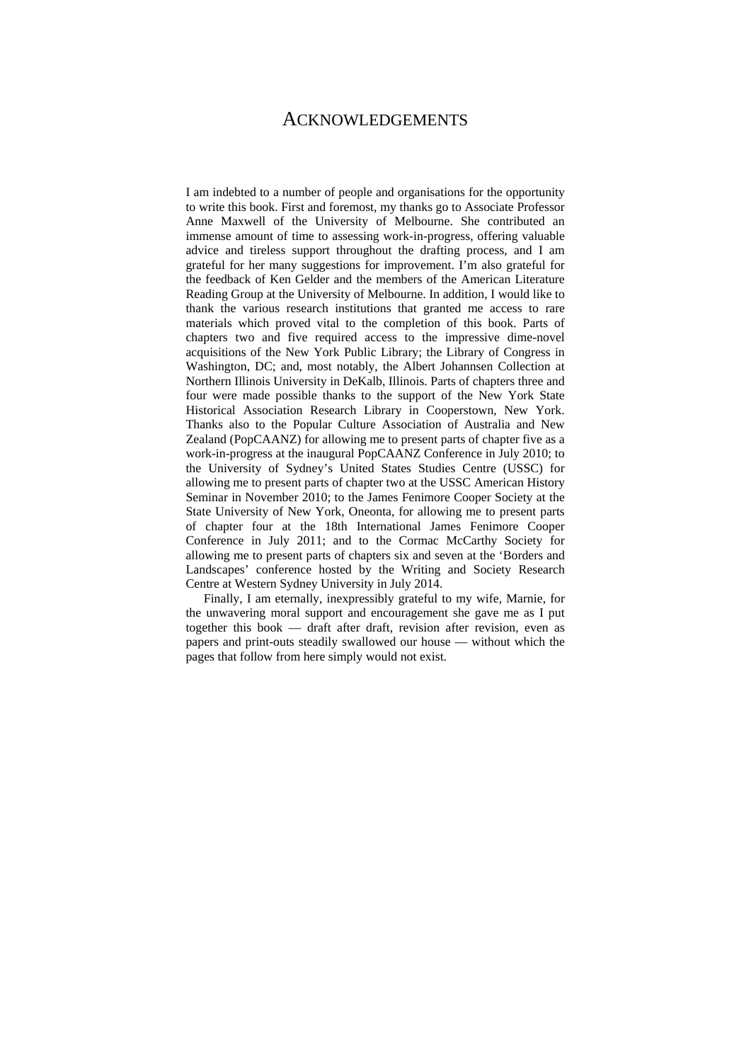# ACKNOWLEDGEMENTS

I am indebted to a number of people and organisations for the opportunity to write this book. First and foremost, my thanks go to Associate Professor Anne Maxwell of the University of Melbourne. She contributed an immense amount of time to assessing work-in-progress, offering valuable advice and tireless support throughout the drafting process, and I am grateful for her many suggestions for improvement. I'm also grateful for the feedback of Ken Gelder and the members of the American Literature Reading Group at the University of Melbourne. In addition, I would like to thank the various research institutions that granted me access to rare materials which proved vital to the completion of this book. Parts of chapters two and five required access to the impressive dime-novel acquisitions of the New York Public Library; the Library of Congress in Washington, DC; and, most notably, the Albert Johannsen Collection at Northern Illinois University in DeKalb, Illinois. Parts of chapters three and four were made possible thanks to the support of the New York State Historical Association Research Library in Cooperstown, New York. Thanks also to the Popular Culture Association of Australia and New Zealand (PopCAANZ) for allowing me to present parts of chapter five as a work-in-progress at the inaugural PopCAANZ Conference in July 2010; to the University of Sydney's United States Studies Centre (USSC) for allowing me to present parts of chapter two at the USSC American History Seminar in November 2010; to the James Fenimore Cooper Society at the State University of New York, Oneonta, for allowing me to present parts of chapter four at the 18th International James Fenimore Cooper Conference in July 2011; and to the Cormac McCarthy Society for allowing me to present parts of chapters six and seven at the 'Borders and Landscapes' conference hosted by the Writing and Society Research Centre at Western Sydney University in July 2014.

Finally, I am eternally, inexpressibly grateful to my wife, Marnie, for the unwavering moral support and encouragement she gave me as I put together this book — draft after draft, revision after revision, even as papers and print-outs steadily swallowed our house — without which the pages that follow from here simply would not exist.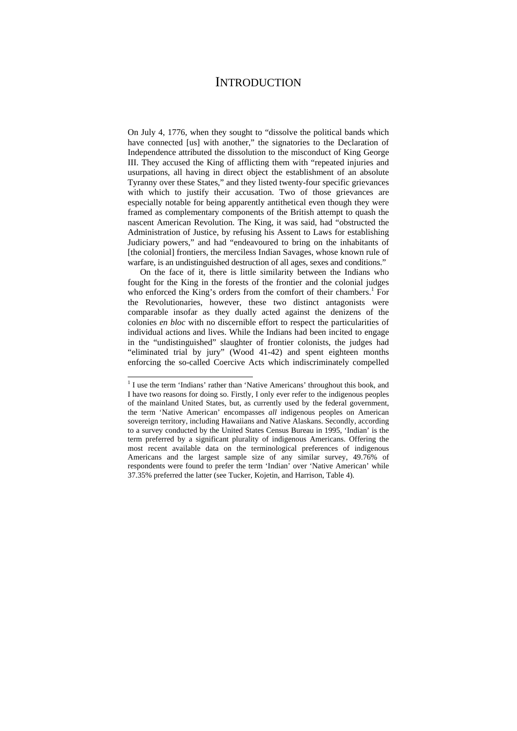# Introduction

On July 4, 1776, when they sought to "dissolve the political bands which have connected [us] with another," the signatories to the Declaration of Independence attributed the dissolution to the misconduct of King George III. They accused the King of afflicting them with "repeated injuries and usurpations, all having in direct object the establishment of an absolute Tyranny over these States," and they listed twenty-four specific grievances with which to justify their accusation. Two of those grievances are especially notable for being apparently antithetical even though they were framed as complementary components of the British attempt to quash the nascent American Revolution. The King, it was said, had "obstructed the Administration of Justice, by refusing his Assent to Laws for establishing Judiciary powers," and had "endeavoured to bring on the inhabitants of [the colonial] frontiers, the merciless Indian Savages, whose known rule of warfare, is an undistinguished destruction of all ages, sexes and conditions."

On the face of it, there is little similarity between the Indians who fought for the King in the forests of the frontier and the colonial judges who enforced the King's orders from the comfort of their chambers.[1] For the Revolutionaries, however, these two distinct antagonists were comparable insofar as they dually acted against the denizens of the colonies *en bloc* with no discernible effort to respect the particularities of individual actions and lives. While the Indians had been incited to engage in the "undistinguished" slaughter of frontier colonists, the judges had "eliminated trial by jury" (Wood 41-42) and spent eighteen months enforcing the so-called Coercive Acts which indiscriminately compelled

[1] I use the term 'Indians' rather than 'Native Americans' throughout this book, and I have two reasons for doing so. Firstly, I only ever refer to the indigenous peoples of the mainland United States, but, as currently used by the federal government, the term 'Native American' encompasses *all* indigenous peoples on American sovereign territory, including Hawaiians and Native Alaskans. Secondly, according to a survey conducted by the United States Census Bureau in 1995, 'Indian' is the term preferred by a significant plurality of indigenous Americans. Offering the most recent available data on the terminological preferences of indigenous Americans and the largest sample size of any similar survey, 49.76% of respondents were found to prefer the term 'Indian' over 'Native American' while 37.35% preferred the latter (see Tucker, Kojetin, and Harrison, Table 4).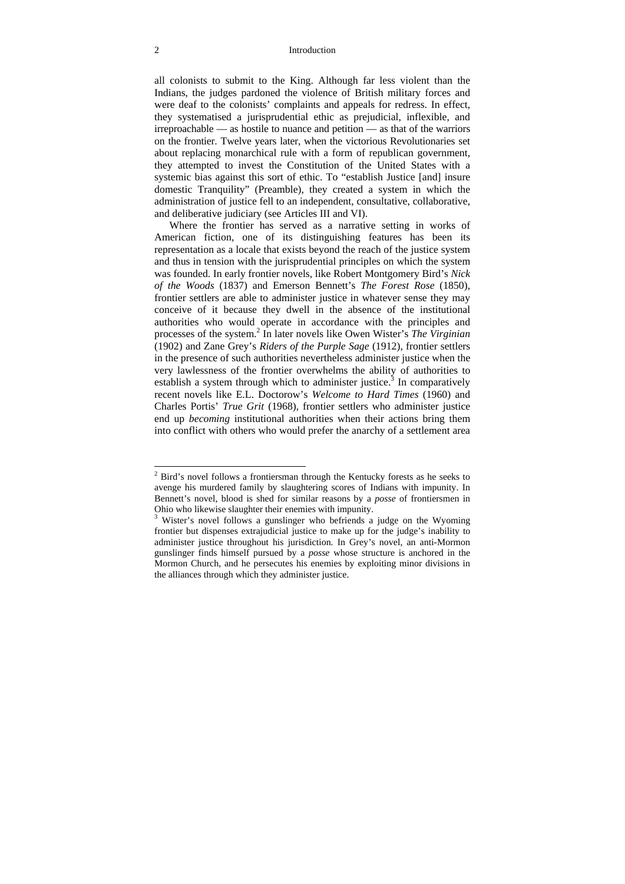all colonists to submit to the King. Although far less violent than the Indians, the judges pardoned the violence of British military forces and were deaf to the colonists' complaints and appeals for redress. In effect, they systematised a jurisprudential ethic as prejudicial, inflexible, and irreproachable — as hostile to nuance and petition — as that of the warriors on the frontier. Twelve years later, when the victorious Revolutionaries set about replacing monarchical rule with a form of republican government, they attempted to invest the Constitution of the United States with a systemic bias against this sort of ethic. To "establish Justice [and] insure domestic Tranquility" (Preamble), they created a system in which the administration of justice fell to an independent, consultative, collaborative, and deliberative judiciary (see Articles III and VI).

Where the frontier has served as a narrative setting in works of American fiction, one of its distinguishing features has been its representation as a locale that exists beyond the reach of the justice system and thus in tension with the jurisprudential principles on which the system was founded. In early frontier novels, like Robert Montgomery Bird's *Nick of the Woods* (1837) and Emerson Bennett's *The Forest Rose* (1850), frontier settlers are able to administer justice in whatever sense they may conceive of it because they dwell in the absence of the institutional authorities who would operate in accordance with the principles and processes of the system.[2] In later novels like Owen Wister's *The Virginian* (1902) and Zane Grey's *Riders of the Purple Sage* (1912), frontier settlers in the presence of such authorities nevertheless administer justice when the very lawlessness of the frontier overwhelms the ability of authorities to establish a system through which to administer justice.[3] In comparatively recent novels like E.L. Doctorow's *Welcome to Hard Times* (1960) and Charles Portis' *True Grit* (1968), frontier settlers who administer justice end up *becoming* institutional authorities when their actions bring them into conflict with others who would prefer the anarchy of a settlement area

---

[2] Bird's novel follows a frontiersman through the Kentucky forests as he seeks to avenge his murdered family by slaughtering scores of Indians with impunity. In Bennett's novel, blood is shed for similar reasons by a *posse* of frontiersmen in Ohio who likewise slaughter their enemies with impunity.

[3] Wister's novel follows a gunslinger who befriends a judge on the Wyoming frontier but dispenses extrajudicial justice to make up for the judge's inability to administer justice throughout his jurisdiction. In Grey's novel, an anti-Mormon gunslinger finds himself pursued by a *posse* whose structure is anchored in the Mormon Church, and he persecutes his enemies by exploiting minor divisions in the alliances through which they administer justice.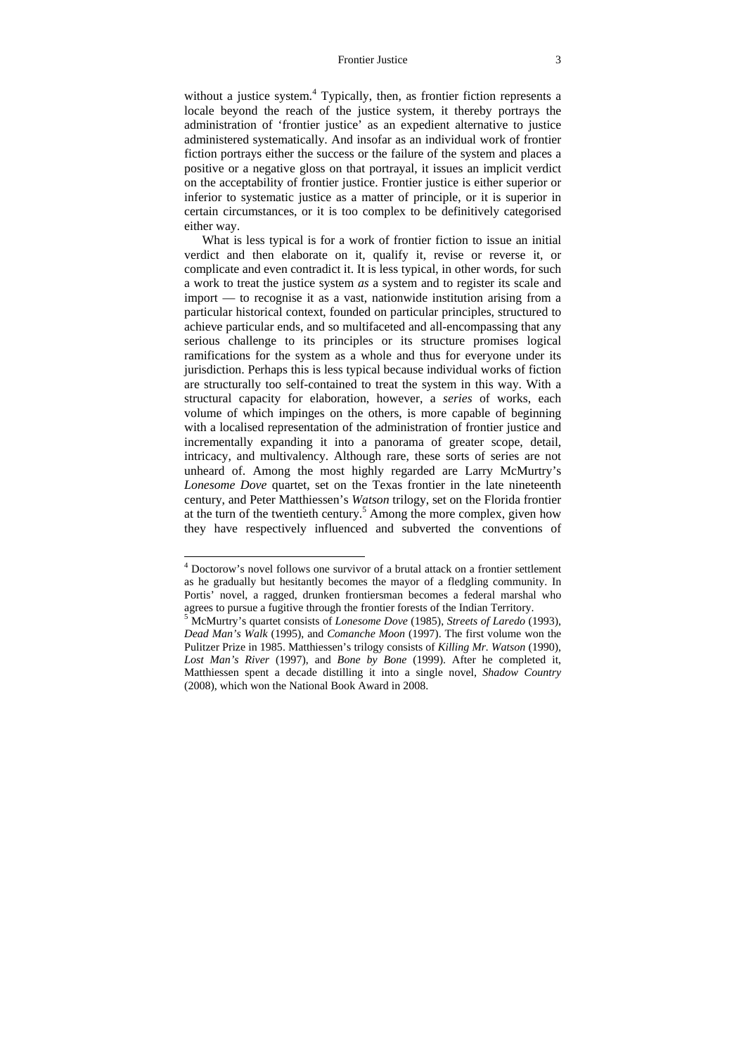without a justice system.[4] Typically, then, as frontier fiction represents a locale beyond the reach of the justice system, it thereby portrays the administration of 'frontier justice' as an expedient alternative to justice administered systematically. And insofar as an individual work of frontier fiction portrays either the success or the failure of the system and places a positive or a negative gloss on that portrayal, it issues an implicit verdict on the acceptability of frontier justice. Frontier justice is either superior or inferior to systematic justice as a matter of principle, or it is superior in certain circumstances, or it is too complex to be definitively categorised either way.

What is less typical is for a work of frontier fiction to issue an initial verdict and then elaborate on it, qualify it, revise or reverse it, or complicate and even contradict it. It is less typical, in other words, for such a work to treat the justice system *as* a system and to register its scale and import — to recognise it as a vast, nationwide institution arising from a particular historical context, founded on particular principles, structured to achieve particular ends, and so multifaceted and all-encompassing that any serious challenge to its principles or its structure promises logical ramifications for the system as a whole and thus for everyone under its jurisdiction. Perhaps this is less typical because individual works of fiction are structurally too self-contained to treat the system in this way. With a structural capacity for elaboration, however, a *series* of works, each volume of which impinges on the others, is more capable of beginning with a localised representation of the administration of frontier justice and incrementally expanding it into a panorama of greater scope, detail, intricacy, and multivalency. Although rare, these sorts of series are not unheard of. Among the most highly regarded are Larry McMurtry's *Lonesome Dove* quartet, set on the Texas frontier in the late nineteenth century, and Peter Matthiessen's *Watson* trilogy, set on the Florida frontier at the turn of the twentieth century.[5] Among the more complex, given how they have respectively influenced and subverted the conventions of

---

[4] Doctorow's novel follows one survivor of a brutal attack on a frontier settlement as he gradually but hesitantly becomes the mayor of a fledgling community. In Portis' novel, a ragged, drunken frontiersman becomes a federal marshal who agrees to pursue a fugitive through the frontier forests of the Indian Territory.

[5] McMurtry's quartet consists of *Lonesome Dove* (1985), *Streets of Laredo* (1993), *Dead Man's Walk* (1995), and *Comanche Moon* (1997). The first volume won the Pulitzer Prize in 1985. Matthiessen's trilogy consists of *Killing Mr. Watson* (1990), *Lost Man's River* (1997), and *Bone by Bone* (1999). After he completed it, Matthiessen spent a decade distilling it into a single novel, *Shadow Country* (2008), which won the National Book Award in 2008.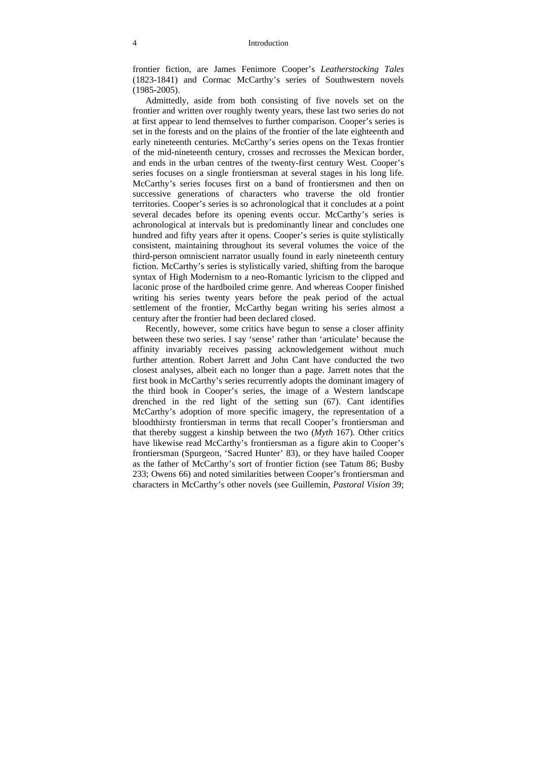frontier fiction, are James Fenimore Cooper's *Leatherstocking Tales* (1823-1841) and Cormac McCarthy's series of Southwestern novels (1985-2005).

Admittedly, aside from both consisting of five novels set on the frontier and written over roughly twenty years, these last two series do not at first appear to lend themselves to further comparison. Cooper's series is set in the forests and on the plains of the frontier of the late eighteenth and early nineteenth centuries. McCarthy's series opens on the Texas frontier of the mid-nineteenth century, crosses and recrosses the Mexican border, and ends in the urban centres of the twenty-first century West. Cooper's series focuses on a single frontiersman at several stages in his long life. McCarthy's series focuses first on a band of frontiersmen and then on successive generations of characters who traverse the old frontier territories. Cooper's series is so achronological that it concludes at a point several decades before its opening events occur. McCarthy's series is achronological at intervals but is predominantly linear and concludes one hundred and fifty years after it opens. Cooper's series is quite stylistically consistent, maintaining throughout its several volumes the voice of the third-person omniscient narrator usually found in early nineteenth century fiction. McCarthy's series is stylistically varied, shifting from the baroque syntax of High Modernism to a neo-Romantic lyricism to the clipped and laconic prose of the hardboiled crime genre. And whereas Cooper finished writing his series twenty years before the peak period of the actual settlement of the frontier, McCarthy began writing his series almost a century after the frontier had been declared closed.

Recently, however, some critics have begun to sense a closer affinity between these two series. I say 'sense' rather than 'articulate' because the affinity invariably receives passing acknowledgement without much further attention. Robert Jarrett and John Cant have conducted the two closest analyses, albeit each no longer than a page. Jarrett notes that the first book in McCarthy's series recurrently adopts the dominant imagery of the third book in Cooper's series, the image of a Western landscape drenched in the red light of the setting sun (67). Cant identifies McCarthy's adoption of more specific imagery, the representation of a bloodthirsty frontiersman in terms that recall Cooper's frontiersman and that thereby suggest a kinship between the two (*Myth* 167). Other critics have likewise read McCarthy's frontiersman as a figure akin to Cooper's frontiersman (Spurgeon, 'Sacred Hunter' 83), or they have hailed Cooper as the father of McCarthy's sort of frontier fiction (see Tatum 86; Busby 233; Owens 66) and noted similarities between Cooper's frontiersman and characters in McCarthy's other novels (see Guillemin, *Pastoral Vision* 39;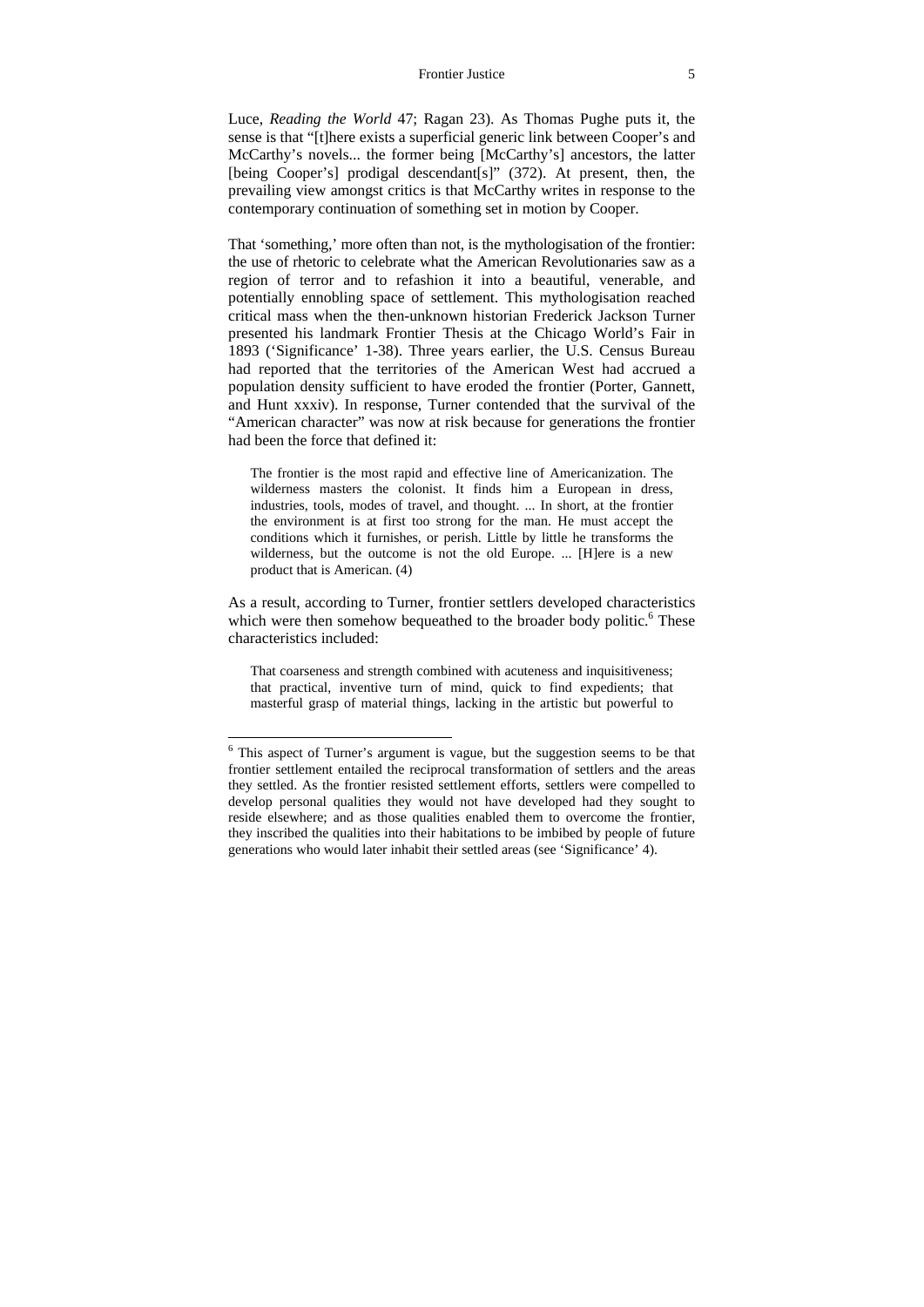Luce, *Reading the World* 47; Ragan 23). As Thomas Pughe puts it, the sense is that "[t]here exists a superficial generic link between Cooper's and McCarthy's novels... the former being [McCarthy's] ancestors, the latter [being Cooper's] prodigal descendant[s]" (372). At present, then, the prevailing view amongst critics is that McCarthy writes in response to the contemporary continuation of something set in motion by Cooper.

That 'something,' more often than not, is the mythologisation of the frontier: the use of rhetoric to celebrate what the American Revolutionaries saw as a region of terror and to refashion it into a beautiful, venerable, and potentially ennobling space of settlement. This mythologisation reached critical mass when the then-unknown historian Frederick Jackson Turner presented his landmark Frontier Thesis at the Chicago World's Fair in 1893 ('Significance' 1-38). Three years earlier, the U.S. Census Bureau had reported that the territories of the American West had accrued a population density sufficient to have eroded the frontier (Porter, Gannett, and Hunt xxxiv). In response, Turner contended that the survival of the "American character" was now at risk because for generations the frontier had been the force that defined it:

> The frontier is the most rapid and effective line of Americanization. The wilderness masters the colonist. It finds him a European in dress, industries, tools, modes of travel, and thought. ... In short, at the frontier the environment is at first too strong for the man. He must accept the conditions which it furnishes, or perish. Little by little he transforms the wilderness, but the outcome is not the old Europe. ... [H]ere is a new product that is American. (4)

As a result, according to Turner, frontier settlers developed characteristics which were then somehow bequeathed to the broader body politic.[6] These characteristics included:

> That coarseness and strength combined with acuteness and inquisitiveness; that practical, inventive turn of mind, quick to find expedients; that masterful grasp of material things, lacking in the artistic but powerful to

---

[6] This aspect of Turner's argument is vague, but the suggestion seems to be that frontier settlement entailed the reciprocal transformation of settlers and the areas they settled. As the frontier resisted settlement efforts, settlers were compelled to develop personal qualities they would not have developed had they sought to reside elsewhere; and as those qualities enabled them to overcome the frontier, they inscribed the qualities into their habitations to be imbibed by people of future generations who would later inhabit their settled areas (see 'Significance' 4).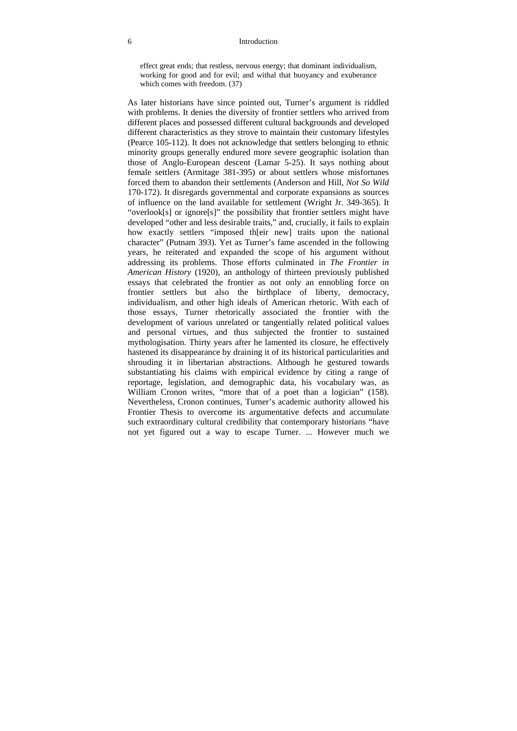> effect great ends; that restless, nervous energy; that dominant individualism, working for good and for evil; and withal that buoyancy and exuberance which comes with freedom. (37)

As later historians have since pointed out, Turner's argument is riddled with problems. It denies the diversity of frontier settlers who arrived from different places and possessed different cultural backgrounds and developed different characteristics as they strove to maintain their customary lifestyles (Pearce 105-112). It does not acknowledge that settlers belonging to ethnic minority groups generally endured more severe geographic isolation than those of Anglo-European descent (Lamar 5-25). It says nothing about female settlers (Armitage 381-395) or about settlers whose misfortunes forced them to abandon their settlements (Anderson and Hill, *Not So Wild* 170-172). It disregards governmental and corporate expansions as sources of influence on the land available for settlement (Wright Jr. 349-365). It "overlook[s] or ignore[s]" the possibility that frontier settlers might have developed "other and less desirable traits," and, crucially, it fails to explain how exactly settlers "imposed th[eir new] traits upon the national character" (Putnam 393). Yet as Turner's fame ascended in the following years, he reiterated and expanded the scope of his argument without addressing its problems. Those efforts culminated in *The Frontier in American History* (1920), an anthology of thirteen previously published essays that celebrated the frontier as not only an ennobling force on frontier settlers but also the birthplace of liberty, democracy, individualism, and other high ideals of American rhetoric. With each of those essays, Turner rhetorically associated the frontier with the development of various unrelated or tangentially related political values and personal virtues, and thus subjected the frontier to sustained mythologisation. Thirty years after he lamented its closure, he effectively hastened its disappearance by draining it of its historical particularities and shrouding it in libertarian abstractions. Although he gestured towards substantiating his claims with empirical evidence by citing a range of reportage, legislation, and demographic data, his vocabulary was, as William Cronon writes, "more that of a poet than a logician" (158). Nevertheless, Cronon continues, Turner's academic authority allowed his Frontier Thesis to overcome its argumentative defects and accumulate such extraordinary cultural credibility that contemporary historians "have not yet figured out a way to escape Turner. ... However much we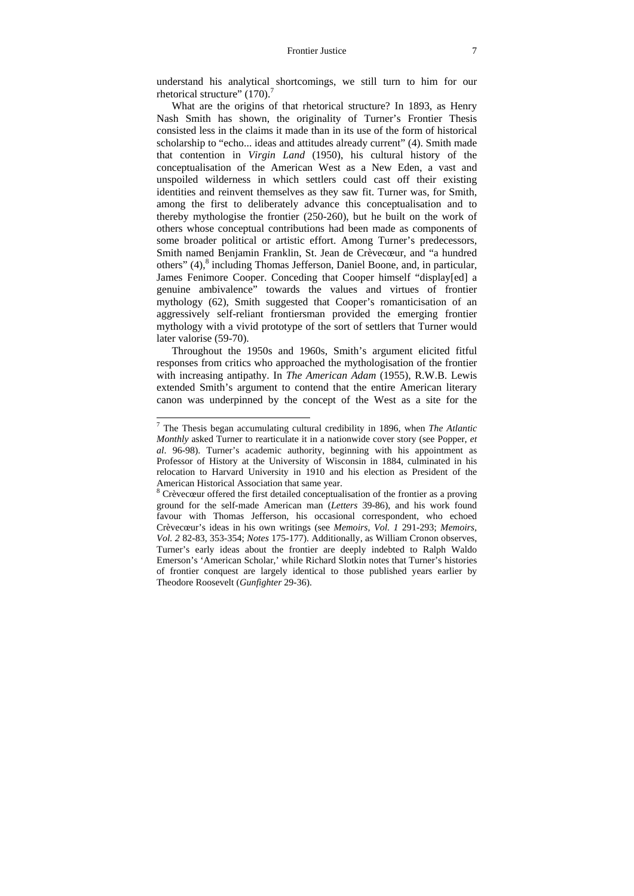understand his analytical shortcomings, we still turn to him for our rhetorical structure" (170).[7]

What are the origins of that rhetorical structure? In 1893, as Henry Nash Smith has shown, the originality of Turner's Frontier Thesis consisted less in the claims it made than in its use of the form of historical scholarship to "echo... ideas and attitudes already current" (4). Smith made that contention in *Virgin Land* (1950), his cultural history of the conceptualisation of the American West as a New Eden, a vast and unspoiled wilderness in which settlers could cast off their existing identities and reinvent themselves as they saw fit. Turner was, for Smith, among the first to deliberately advance this conceptualisation and to thereby mythologise the frontier (250-260), but he built on the work of others whose conceptual contributions had been made as components of some broader political or artistic effort. Among Turner's predecessors, Smith named Benjamin Franklin, St. Jean de Crèvecœur, and "a hundred others" (4),[8] including Thomas Jefferson, Daniel Boone, and, in particular, James Fenimore Cooper. Conceding that Cooper himself "display[ed] a genuine ambivalence" towards the values and virtues of frontier mythology (62), Smith suggested that Cooper's romanticisation of an aggressively self-reliant frontiersman provided the emerging frontier mythology with a vivid prototype of the sort of settlers that Turner would later valorise (59-70).

Throughout the 1950s and 1960s, Smith's argument elicited fitful responses from critics who approached the mythologisation of the frontier with increasing antipathy. In *The American Adam* (1955), R.W.B. Lewis extended Smith's argument to contend that the entire American literary canon was underpinned by the concept of the West as a site for the

---

[7] The Thesis began accumulating cultural credibility in 1896, when *The Atlantic Monthly* asked Turner to rearticulate it in a nationwide cover story (see Popper, *et al*. 96-98). Turner's academic authority, beginning with his appointment as Professor of History at the University of Wisconsin in 1884, culminated in his relocation to Harvard University in 1910 and his election as President of the American Historical Association that same year.

[8] Crèvecœur offered the first detailed conceptualisation of the frontier as a proving ground for the self-made American man (*Letters* 39-86), and his work found favour with Thomas Jefferson, his occasional correspondent, who echoed Crèvecœur's ideas in his own writings (see *Memoirs, Vol. 1* 291-293; *Memoirs, Vol. 2* 82-83, 353-354; *Notes* 175-177). Additionally, as William Cronon observes, Turner's early ideas about the frontier are deeply indebted to Ralph Waldo Emerson's 'American Scholar,' while Richard Slotkin notes that Turner's histories of frontier conquest are largely identical to those published years earlier by Theodore Roosevelt (*Gunfighter* 29-36).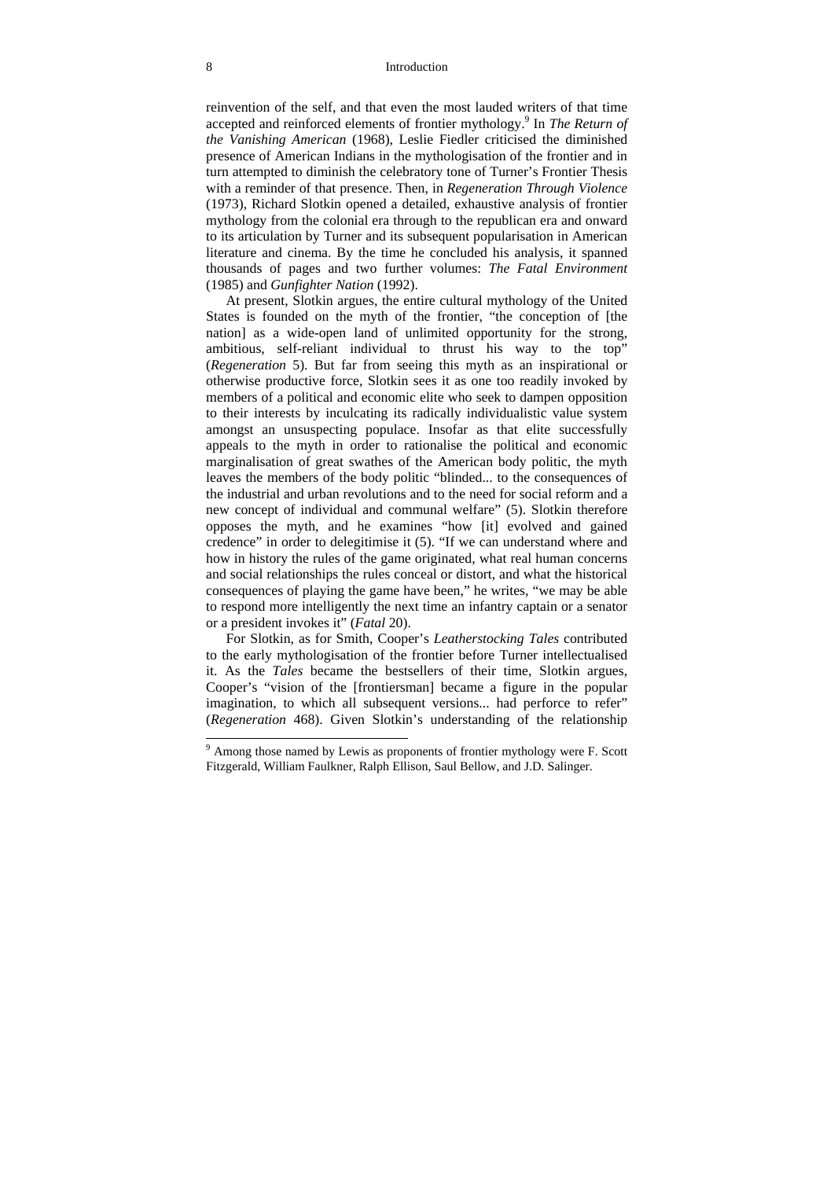reinvention of the self, and that even the most lauded writers of that time accepted and reinforced elements of frontier mythology.[9] In *The Return of the Vanishing American* (1968), Leslie Fiedler criticised the diminished presence of American Indians in the mythologisation of the frontier and in turn attempted to diminish the celebratory tone of Turner's Frontier Thesis with a reminder of that presence. Then, in *Regeneration Through Violence* (1973), Richard Slotkin opened a detailed, exhaustive analysis of frontier mythology from the colonial era through to the republican era and onward to its articulation by Turner and its subsequent popularisation in American literature and cinema. By the time he concluded his analysis, it spanned thousands of pages and two further volumes: *The Fatal Environment* (1985) and *Gunfighter Nation* (1992).

At present, Slotkin argues, the entire cultural mythology of the United States is founded on the myth of the frontier, "the conception of [the nation] as a wide-open land of unlimited opportunity for the strong, ambitious, self-reliant individual to thrust his way to the top" (*Regeneration* 5). But far from seeing this myth as an inspirational or otherwise productive force, Slotkin sees it as one too readily invoked by members of a political and economic elite who seek to dampen opposition to their interests by inculcating its radically individualistic value system amongst an unsuspecting populace. Insofar as that elite successfully appeals to the myth in order to rationalise the political and economic marginalisation of great swathes of the American body politic, the myth leaves the members of the body politic "blinded... to the consequences of the industrial and urban revolutions and to the need for social reform and a new concept of individual and communal welfare" (5). Slotkin therefore opposes the myth, and he examines "how [it] evolved and gained credence" in order to delegitimise it (5). "If we can understand where and how in history the rules of the game originated, what real human concerns and social relationships the rules conceal or distort, and what the historical consequences of playing the game have been," he writes, "we may be able to respond more intelligently the next time an infantry captain or a senator or a president invokes it" (*Fatal* 20).

For Slotkin, as for Smith, Cooper's *Leatherstocking Tales* contributed to the early mythologisation of the frontier before Turner intellectualised it. As the *Tales* became the bestsellers of their time, Slotkin argues, Cooper's "vision of the [frontiersman] became a figure in the popular imagination, to which all subsequent versions... had perforce to refer" (*Regeneration* 468). Given Slotkin's understanding of the relationship

[9] Among those named by Lewis as proponents of frontier mythology were F. Scott Fitzgerald, William Faulkner, Ralph Ellison, Saul Bellow, and J.D. Salinger.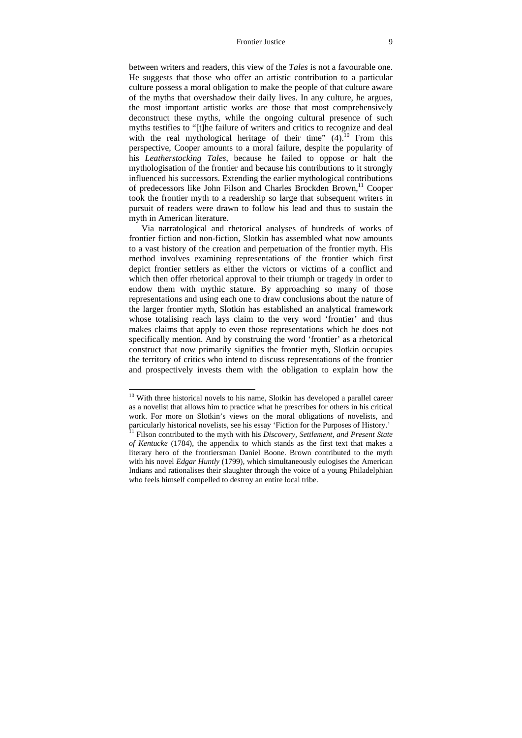between writers and readers, this view of the *Tales* is not a favourable one. He suggests that those who offer an artistic contribution to a particular culture possess a moral obligation to make the people of that culture aware of the myths that overshadow their daily lives. In any culture, he argues, the most important artistic works are those that most comprehensively deconstruct these myths, while the ongoing cultural presence of such myths testifies to "[t]he failure of writers and critics to recognize and deal with the real mythological heritage of their time" (4).[10] From this perspective, Cooper amounts to a moral failure, despite the popularity of his *Leatherstocking Tales*, because he failed to oppose or halt the mythologisation of the frontier and because his contributions to it strongly influenced his successors. Extending the earlier mythological contributions of predecessors like John Filson and Charles Brockden Brown,[11] Cooper took the frontier myth to a readership so large that subsequent writers in pursuit of readers were drawn to follow his lead and thus to sustain the myth in American literature.

Via narratological and rhetorical analyses of hundreds of works of frontier fiction and non-fiction, Slotkin has assembled what now amounts to a vast history of the creation and perpetuation of the frontier myth. His method involves examining representations of the frontier which first depict frontier settlers as either the victors or victims of a conflict and which then offer rhetorical approval to their triumph or tragedy in order to endow them with mythic stature. By approaching so many of those representations and using each one to draw conclusions about the nature of the larger frontier myth, Slotkin has established an analytical framework whose totalising reach lays claim to the very word 'frontier' and thus makes claims that apply to even those representations which he does not specifically mention. And by construing the word 'frontier' as a rhetorical construct that now primarily signifies the frontier myth, Slotkin occupies the territory of critics who intend to discuss representations of the frontier and prospectively invests them with the obligation to explain how the

---

[10] With three historical novels to his name, Slotkin has developed a parallel career as a novelist that allows him to practice what he prescribes for others in his critical work. For more on Slotkin's views on the moral obligations of novelists, and particularly historical novelists, see his essay 'Fiction for the Purposes of History.'

[11] Filson contributed to the myth with his *Discovery, Settlement, and Present State of Kentucke* (1784), the appendix to which stands as the first text that makes a literary hero of the frontiersman Daniel Boone. Brown contributed to the myth with his novel *Edgar Huntly* (1799), which simultaneously eulogises the American Indians and rationalises their slaughter through the voice of a young Philadelphian who feels himself compelled to destroy an entire local tribe.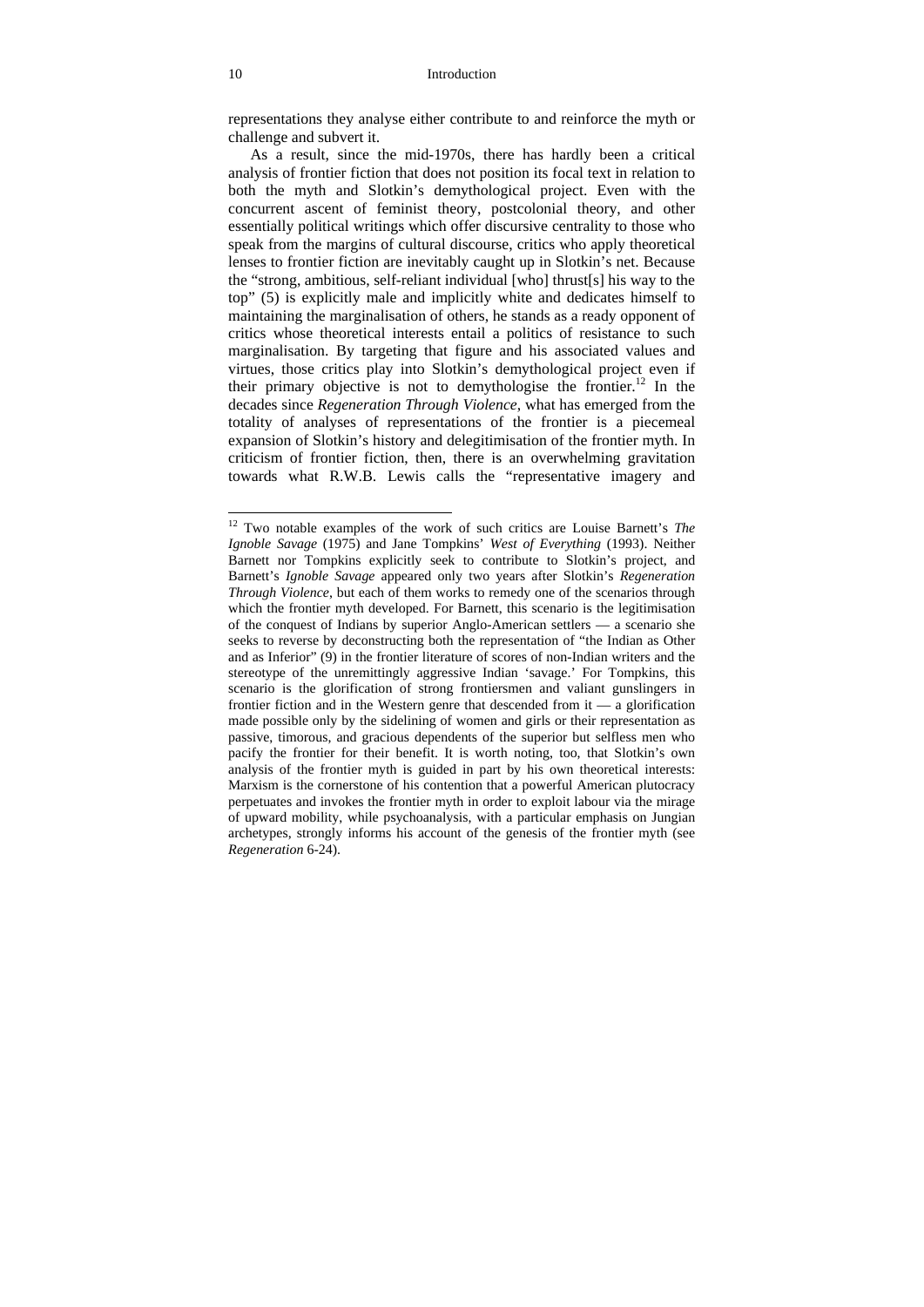representations they analyse either contribute to and reinforce the myth or challenge and subvert it.

As a result, since the mid-1970s, there has hardly been a critical analysis of frontier fiction that does not position its focal text in relation to both the myth and Slotkin's demythological project. Even with the concurrent ascent of feminist theory, postcolonial theory, and other essentially political writings which offer discursive centrality to those who speak from the margins of cultural discourse, critics who apply theoretical lenses to frontier fiction are inevitably caught up in Slotkin's net. Because the "strong, ambitious, self-reliant individual [who] thrust[s] his way to the top" (5) is explicitly male and implicitly white and dedicates himself to maintaining the marginalisation of others, he stands as a ready opponent of critics whose theoretical interests entail a politics of resistance to such marginalisation. By targeting that figure and his associated values and virtues, those critics play into Slotkin's demythological project even if their primary objective is not to demythologise the frontier.[12] In the decades since *Regeneration Through Violence*, what has emerged from the totality of analyses of representations of the frontier is a piecemeal expansion of Slotkin's history and delegitimisation of the frontier myth. In criticism of frontier fiction, then, there is an overwhelming gravitation towards what R.W.B. Lewis calls the "representative imagery and

---

[12] Two notable examples of the work of such critics are Louise Barnett's *The Ignoble Savage* (1975) and Jane Tompkins' *West of Everything* (1993). Neither Barnett nor Tompkins explicitly seek to contribute to Slotkin's project, and Barnett's *Ignoble Savage* appeared only two years after Slotkin's *Regeneration Through Violence*, but each of them works to remedy one of the scenarios through which the frontier myth developed. For Barnett, this scenario is the legitimisation of the conquest of Indians by superior Anglo-American settlers — a scenario she seeks to reverse by deconstructing both the representation of "the Indian as Other and as Inferior" (9) in the frontier literature of scores of non-Indian writers and the stereotype of the unremittingly aggressive Indian 'savage.' For Tompkins, this scenario is the glorification of strong frontiersmen and valiant gunslingers in frontier fiction and in the Western genre that descended from it — a glorification made possible only by the sidelining of women and girls or their representation as passive, timorous, and gracious dependents of the superior but selfless men who pacify the frontier for their benefit. It is worth noting, too, that Slotkin's own analysis of the frontier myth is guided in part by his own theoretical interests: Marxism is the cornerstone of his contention that a powerful American plutocracy perpetuates and invokes the frontier myth in order to exploit labour via the mirage of upward mobility, while psychoanalysis, with a particular emphasis on Jungian archetypes, strongly informs his account of the genesis of the frontier myth (see *Regeneration* 6-24).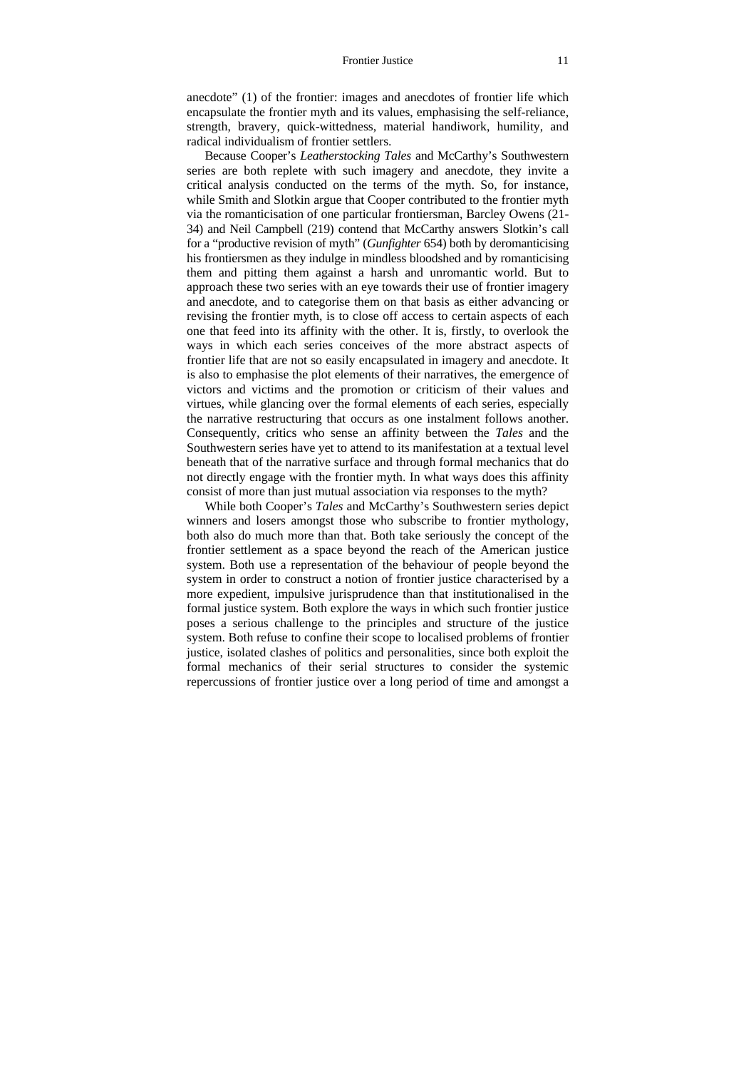anecdote" (1) of the frontier: images and anecdotes of frontier life which encapsulate the frontier myth and its values, emphasising the self-reliance, strength, bravery, quick-wittedness, material handiwork, humility, and radical individualism of frontier settlers.

Because Cooper's *Leatherstocking Tales* and McCarthy's Southwestern series are both replete with such imagery and anecdote, they invite a critical analysis conducted on the terms of the myth. So, for instance, while Smith and Slotkin argue that Cooper contributed to the frontier myth via the romanticisation of one particular frontiersman, Barcley Owens (21-34) and Neil Campbell (219) contend that McCarthy answers Slotkin's call for a "productive revision of myth" (*Gunfighter* 654) both by deromanticising his frontiersmen as they indulge in mindless bloodshed and by romanticising them and pitting them against a harsh and unromantic world. But to approach these two series with an eye towards their use of frontier imagery and anecdote, and to categorise them on that basis as either advancing or revising the frontier myth, is to close off access to certain aspects of each one that feed into its affinity with the other. It is, firstly, to overlook the ways in which each series conceives of the more abstract aspects of frontier life that are not so easily encapsulated in imagery and anecdote. It is also to emphasise the plot elements of their narratives, the emergence of victors and victims and the promotion or criticism of their values and virtues, while glancing over the formal elements of each series, especially the narrative restructuring that occurs as one instalment follows another. Consequently, critics who sense an affinity between the *Tales* and the Southwestern series have yet to attend to its manifestation at a textual level beneath that of the narrative surface and through formal mechanics that do not directly engage with the frontier myth. In what ways does this affinity consist of more than just mutual association via responses to the myth?

While both Cooper's *Tales* and McCarthy's Southwestern series depict winners and losers amongst those who subscribe to frontier mythology, both also do much more than that. Both take seriously the concept of the frontier settlement as a space beyond the reach of the American justice system. Both use a representation of the behaviour of people beyond the system in order to construct a notion of frontier justice characterised by a more expedient, impulsive jurisprudence than that institutionalised in the formal justice system. Both explore the ways in which such frontier justice poses a serious challenge to the principles and structure of the justice system. Both refuse to confine their scope to localised problems of frontier justice, isolated clashes of politics and personalities, since both exploit the formal mechanics of their serial structures to consider the systemic repercussions of frontier justice over a long period of time and amongst a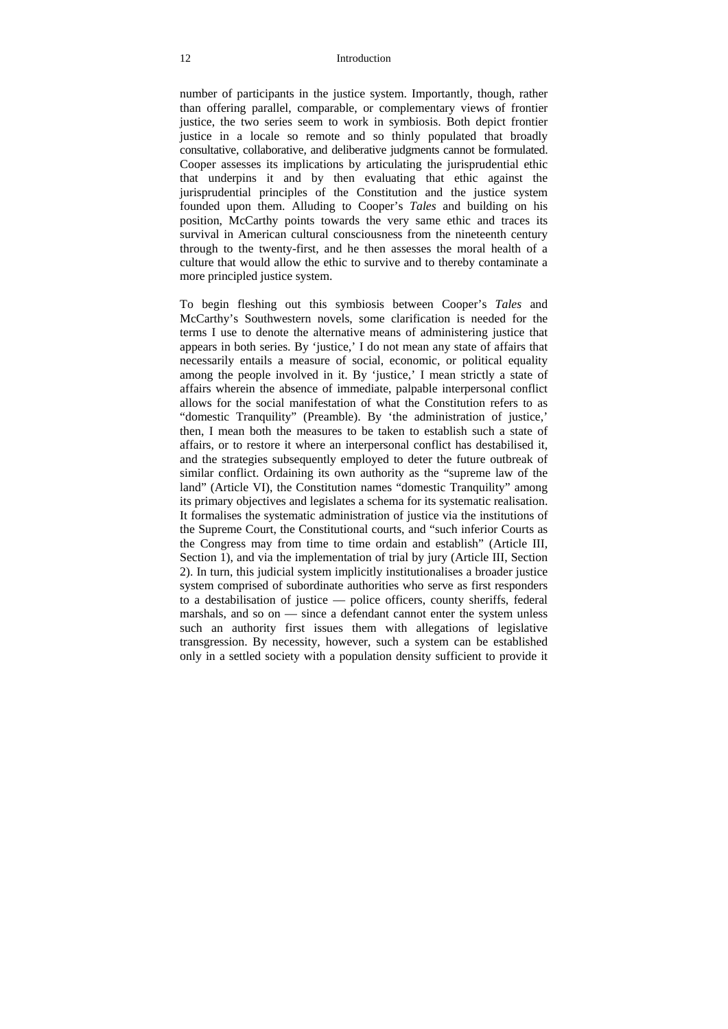number of participants in the justice system. Importantly, though, rather than offering parallel, comparable, or complementary views of frontier justice, the two series seem to work in symbiosis. Both depict frontier justice in a locale so remote and so thinly populated that broadly consultative, collaborative, and deliberative judgments cannot be formulated. Cooper assesses its implications by articulating the jurisprudential ethic that underpins it and by then evaluating that ethic against the jurisprudential principles of the Constitution and the justice system founded upon them. Alluding to Cooper's *Tales* and building on his position, McCarthy points towards the very same ethic and traces its survival in American cultural consciousness from the nineteenth century through to the twenty-first, and he then assesses the moral health of a culture that would allow the ethic to survive and to thereby contaminate a more principled justice system.

To begin fleshing out this symbiosis between Cooper's *Tales* and McCarthy's Southwestern novels, some clarification is needed for the terms I use to denote the alternative means of administering justice that appears in both series. By 'justice,' I do not mean any state of affairs that necessarily entails a measure of social, economic, or political equality among the people involved in it. By 'justice,' I mean strictly a state of affairs wherein the absence of immediate, palpable interpersonal conflict allows for the social manifestation of what the Constitution refers to as "domestic Tranquility" (Preamble). By 'the administration of justice,' then, I mean both the measures to be taken to establish such a state of affairs, or to restore it where an interpersonal conflict has destabilised it, and the strategies subsequently employed to deter the future outbreak of similar conflict. Ordaining its own authority as the "supreme law of the land" (Article VI), the Constitution names "domestic Tranquility" among its primary objectives and legislates a schema for its systematic realisation. It formalises the systematic administration of justice via the institutions of the Supreme Court, the Constitutional courts, and "such inferior Courts as the Congress may from time to time ordain and establish" (Article III, Section 1), and via the implementation of trial by jury (Article III, Section 2). In turn, this judicial system implicitly institutionalises a broader justice system comprised of subordinate authorities who serve as first responders to a destabilisation of justice — police officers, county sheriffs, federal marshals, and so on — since a defendant cannot enter the system unless such an authority first issues them with allegations of legislative transgression. By necessity, however, such a system can be established only in a settled society with a population density sufficient to provide it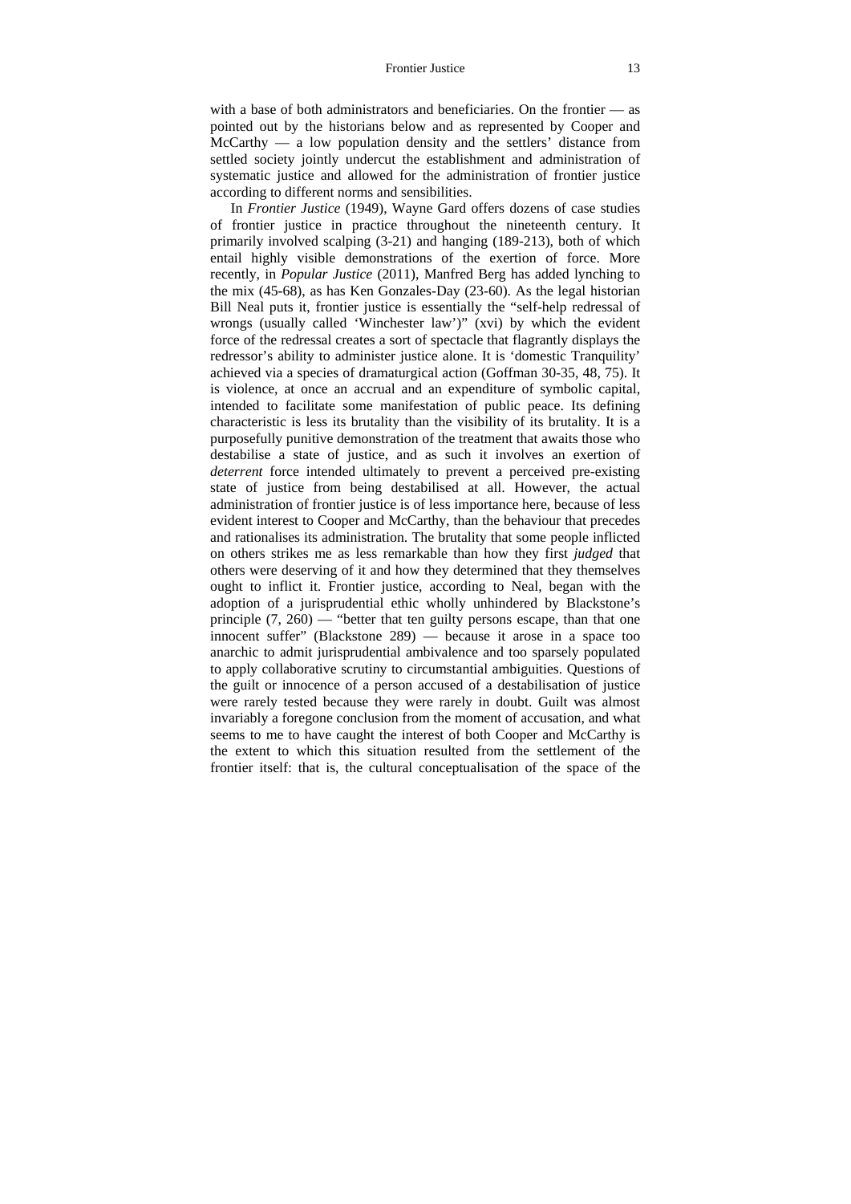with a base of both administrators and beneficiaries. On the frontier — as pointed out by the historians below and as represented by Cooper and McCarthy — a low population density and the settlers' distance from settled society jointly undercut the establishment and administration of systematic justice and allowed for the administration of frontier justice according to different norms and sensibilities.

In *Frontier Justice* (1949), Wayne Gard offers dozens of case studies of frontier justice in practice throughout the nineteenth century. It primarily involved scalping (3-21) and hanging (189-213), both of which entail highly visible demonstrations of the exertion of force. More recently, in *Popular Justice* (2011), Manfred Berg has added lynching to the mix (45-68), as has Ken Gonzales-Day (23-60). As the legal historian Bill Neal puts it, frontier justice is essentially the "self-help redressal of wrongs (usually called 'Winchester law')" (xvi) by which the evident force of the redressal creates a sort of spectacle that flagrantly displays the redressor's ability to administer justice alone. It is 'domestic Tranquility' achieved via a species of dramaturgical action (Goffman 30-35, 48, 75). It is violence, at once an accrual and an expenditure of symbolic capital, intended to facilitate some manifestation of public peace. Its defining characteristic is less its brutality than the visibility of its brutality. It is a purposefully punitive demonstration of the treatment that awaits those who destabilise a state of justice, and as such it involves an exertion of *deterrent* force intended ultimately to prevent a perceived pre-existing state of justice from being destabilised at all. However, the actual administration of frontier justice is of less importance here, because of less evident interest to Cooper and McCarthy, than the behaviour that precedes and rationalises its administration. The brutality that some people inflicted on others strikes me as less remarkable than how they first *judged* that others were deserving of it and how they determined that they themselves ought to inflict it. Frontier justice, according to Neal, began with the adoption of a jurisprudential ethic wholly unhindered by Blackstone's principle (7, 260) — "better that ten guilty persons escape, than that one innocent suffer" (Blackstone 289) — because it arose in a space too anarchic to admit jurisprudential ambivalence and too sparsely populated to apply collaborative scrutiny to circumstantial ambiguities. Questions of the guilt or innocence of a person accused of a destabilisation of justice were rarely tested because they were rarely in doubt. Guilt was almost invariably a foregone conclusion from the moment of accusation, and what seems to me to have caught the interest of both Cooper and McCarthy is the extent to which this situation resulted from the settlement of the frontier itself: that is, the cultural conceptualisation of the space of the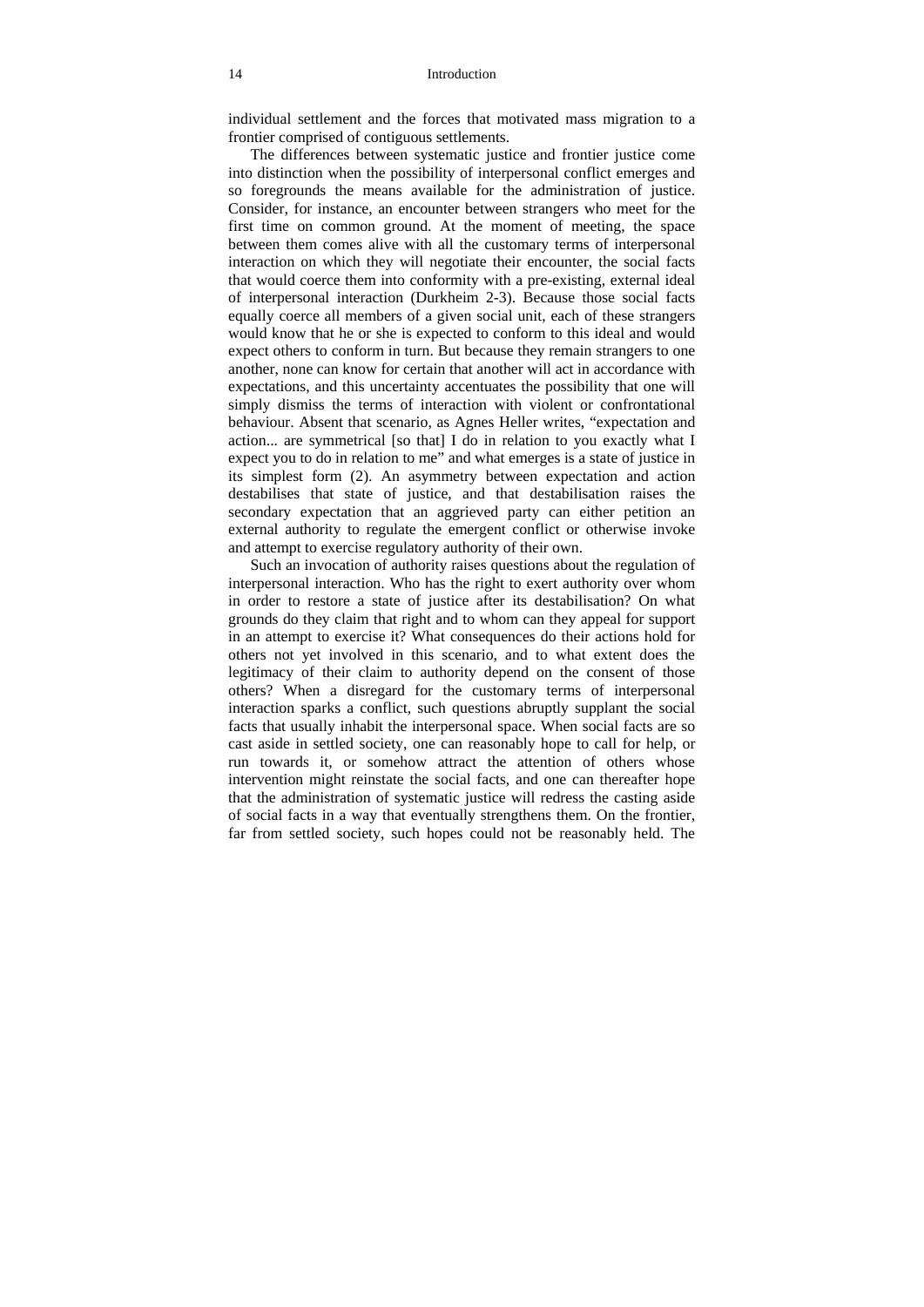individual settlement and the forces that motivated mass migration to a frontier comprised of contiguous settlements.

The differences between systematic justice and frontier justice come into distinction when the possibility of interpersonal conflict emerges and so foregrounds the means available for the administration of justice. Consider, for instance, an encounter between strangers who meet for the first time on common ground. At the moment of meeting, the space between them comes alive with all the customary terms of interpersonal interaction on which they will negotiate their encounter, the social facts that would coerce them into conformity with a pre-existing, external ideal of interpersonal interaction (Durkheim 2-3). Because those social facts equally coerce all members of a given social unit, each of these strangers would know that he or she is expected to conform to this ideal and would expect others to conform in turn. But because they remain strangers to one another, none can know for certain that another will act in accordance with expectations, and this uncertainty accentuates the possibility that one will simply dismiss the terms of interaction with violent or confrontational behaviour. Absent that scenario, as Agnes Heller writes, "expectation and action... are symmetrical [so that] I do in relation to you exactly what I expect you to do in relation to me" and what emerges is a state of justice in its simplest form (2). An asymmetry between expectation and action destabilises that state of justice, and that destabilisation raises the secondary expectation that an aggrieved party can either petition an external authority to regulate the emergent conflict or otherwise invoke and attempt to exercise regulatory authority of their own.

Such an invocation of authority raises questions about the regulation of interpersonal interaction. Who has the right to exert authority over whom in order to restore a state of justice after its destabilisation? On what grounds do they claim that right and to whom can they appeal for support in an attempt to exercise it? What consequences do their actions hold for others not yet involved in this scenario, and to what extent does the legitimacy of their claim to authority depend on the consent of those others? When a disregard for the customary terms of interpersonal interaction sparks a conflict, such questions abruptly supplant the social facts that usually inhabit the interpersonal space. When social facts are so cast aside in settled society, one can reasonably hope to call for help, or run towards it, or somehow attract the attention of others whose intervention might reinstate the social facts, and one can thereafter hope that the administration of systematic justice will redress the casting aside of social facts in a way that eventually strengthens them. On the frontier, far from settled society, such hopes could not be reasonably held. The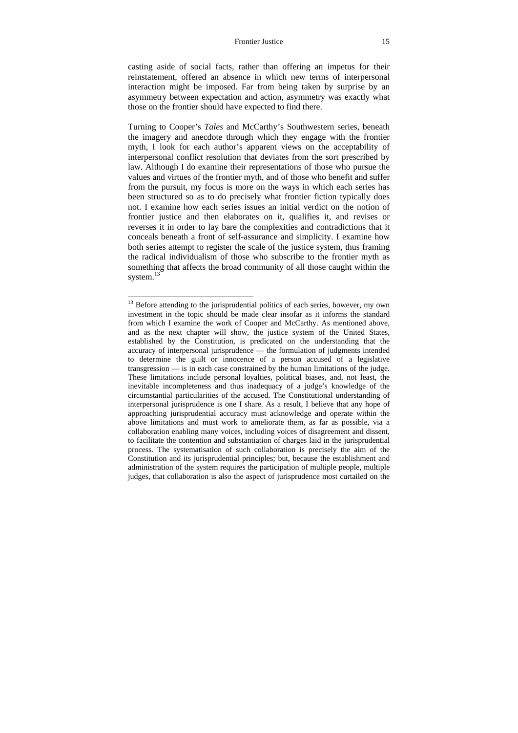casting aside of social facts, rather than offering an impetus for their reinstatement, offered an absence in which new terms of interpersonal interaction might be imposed. Far from being taken by surprise by an asymmetry between expectation and action, asymmetry was exactly what those on the frontier should have expected to find there.

Turning to Cooper's *Tales* and McCarthy's Southwestern series, beneath the imagery and anecdote through which they engage with the frontier myth, I look for each author's apparent views on the acceptability of interpersonal conflict resolution that deviates from the sort prescribed by law. Although I do examine their representations of those who pursue the values and virtues of the frontier myth, and of those who benefit and suffer from the pursuit, my focus is more on the ways in which each series has been structured so as to do precisely what frontier fiction typically does not. I examine how each series issues an initial verdict on the notion of frontier justice and then elaborates on it, qualifies it, and revises or reverses it in order to lay bare the complexities and contradictions that it conceals beneath a front of self-assurance and simplicity. I examine how both series attempt to register the scale of the justice system, thus framing the radical individualism of those who subscribe to the frontier myth as something that affects the broad community of all those caught within the system.[13]

---

[13] Before attending to the jurisprudential politics of each series, however, my own investment in the topic should be made clear insofar as it informs the standard from which I examine the work of Cooper and McCarthy. As mentioned above, and as the next chapter will show, the justice system of the United States, established by the Constitution, is predicated on the understanding that the accuracy of interpersonal jurisprudence — the formulation of judgments intended to determine the guilt or innocence of a person accused of a legislative transgression — is in each case constrained by the human limitations of the judge. These limitations include personal loyalties, political biases, and, not least, the inevitable incompleteness and thus inadequacy of a judge's knowledge of the circumstantial particularities of the accused. The Constitutional understanding of interpersonal jurisprudence is one I share. As a result, I believe that any hope of approaching jurisprudential accuracy must acknowledge and operate within the above limitations and must work to ameliorate them, as far as possible, via a collaboration enabling many voices, including voices of disagreement and dissent, to facilitate the contention and substantiation of charges laid in the jurisprudential process. The systematisation of such collaboration is precisely the aim of the Constitution and its jurisprudential principles; but, because the establishment and administration of the system requires the participation of multiple people, multiple judges, that collaboration is also the aspect of jurisprudence most curtailed on the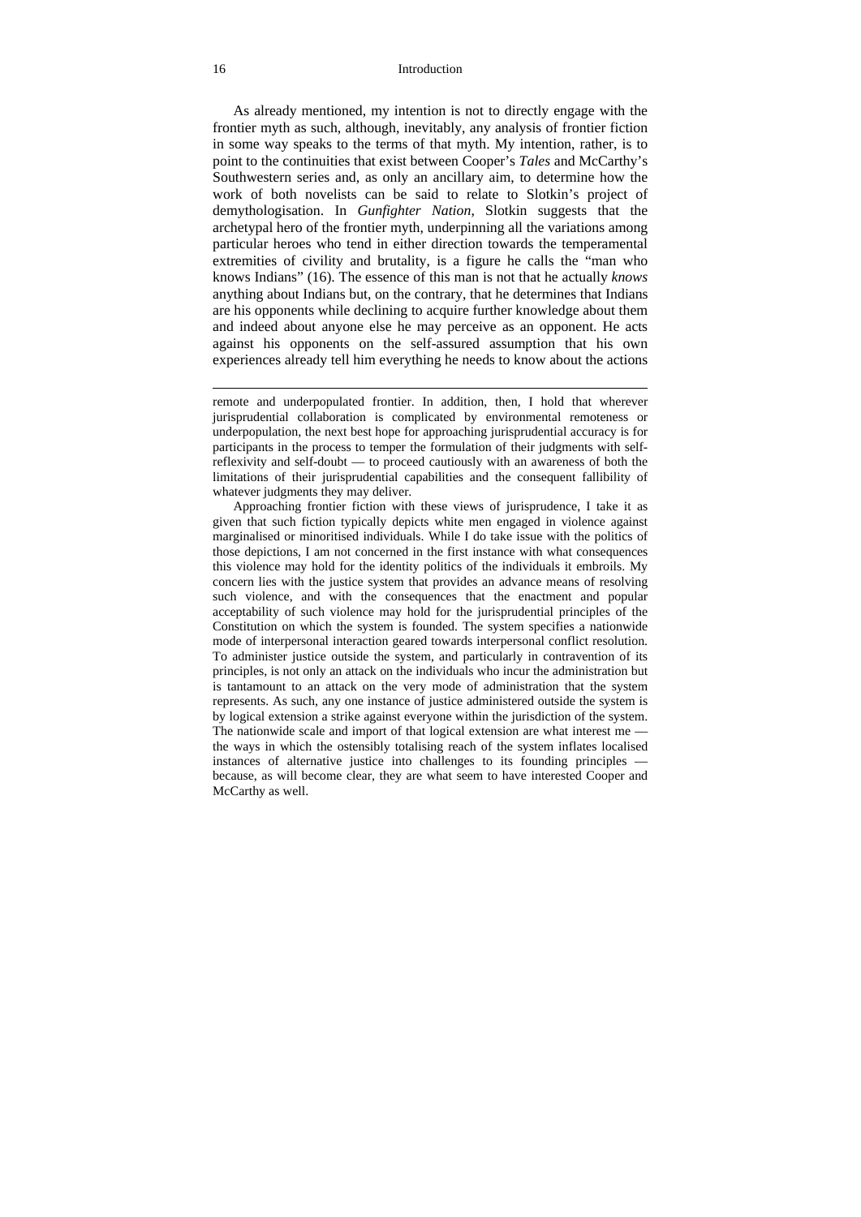As already mentioned, my intention is not to directly engage with the frontier myth as such, although, inevitably, any analysis of frontier fiction in some way speaks to the terms of that myth. My intention, rather, is to point to the continuities that exist between Cooper's *Tales* and McCarthy's Southwestern series and, as only an ancillary aim, to determine how the work of both novelists can be said to relate to Slotkin's project of demythologisation. In *Gunfighter Nation*, Slotkin suggests that the archetypal hero of the frontier myth, underpinning all the variations among particular heroes who tend in either direction towards the temperamental extremities of civility and brutality, is a figure he calls the "man who knows Indians" (16). The essence of this man is not that he actually *knows* anything about Indians but, on the contrary, that he determines that Indians are his opponents while declining to acquire further knowledge about them and indeed about anyone else he may perceive as an opponent. He acts against his opponents on the self-assured assumption that his own experiences already tell him everything he needs to know about the actions

---

remote and underpopulated frontier. In addition, then, I hold that wherever jurisprudential collaboration is complicated by environmental remoteness or underpopulation, the next best hope for approaching jurisprudential accuracy is for participants in the process to temper the formulation of their judgments with self-reflexivity and self-doubt — to proceed cautiously with an awareness of both the limitations of their jurisprudential capabilities and the consequent fallibility of whatever judgments they may deliver.

Approaching frontier fiction with these views of jurisprudence, I take it as given that such fiction typically depicts white men engaged in violence against marginalised or minoritised individuals. While I do take issue with the politics of those depictions, I am not concerned in the first instance with what consequences this violence may hold for the identity politics of the individuals it embroils. My concern lies with the justice system that provides an advance means of resolving such violence, and with the consequences that the enactment and popular acceptability of such violence may hold for the jurisprudential principles of the Constitution on which the system is founded. The system specifies a nationwide mode of interpersonal interaction geared towards interpersonal conflict resolution. To administer justice outside the system, and particularly in contravention of its principles, is not only an attack on the individuals who incur the administration but is tantamount to an attack on the very mode of administration that the system represents. As such, any one instance of justice administered outside the system is by logical extension a strike against everyone within the jurisdiction of the system. The nationwide scale and import of that logical extension are what interest me — the ways in which the ostensibly totalising reach of the system inflates localised instances of alternative justice into challenges to its founding principles — because, as will become clear, they are what seem to have interested Cooper and McCarthy as well.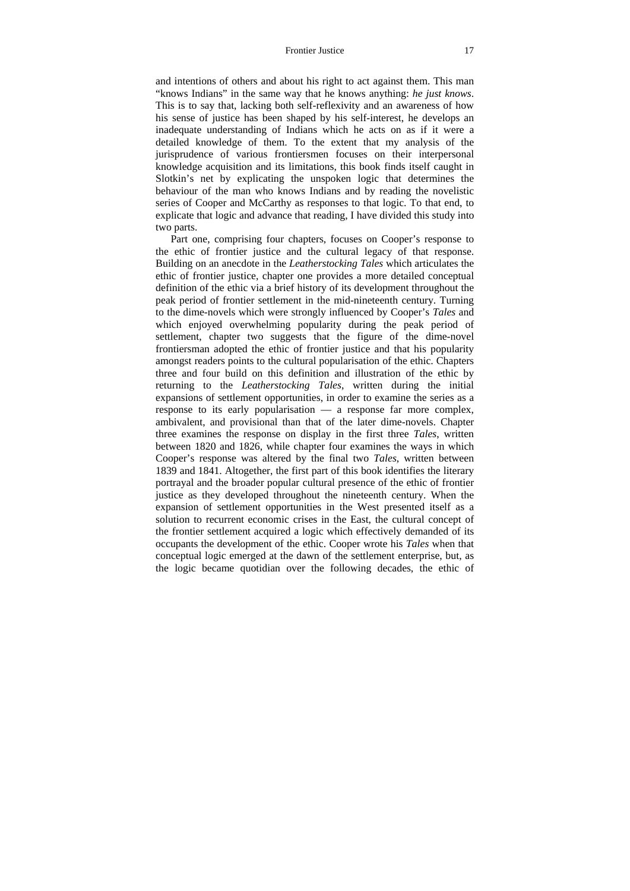and intentions of others and about his right to act against them. This man "knows Indians" in the same way that he knows anything: *he just knows*. This is to say that, lacking both self-reflexivity and an awareness of how his sense of justice has been shaped by his self-interest, he develops an inadequate understanding of Indians which he acts on as if it were a detailed knowledge of them. To the extent that my analysis of the jurisprudence of various frontiersmen focuses on their interpersonal knowledge acquisition and its limitations, this book finds itself caught in Slotkin's net by explicating the unspoken logic that determines the behaviour of the man who knows Indians and by reading the novelistic series of Cooper and McCarthy as responses to that logic. To that end, to explicate that logic and advance that reading, I have divided this study into two parts.

Part one, comprising four chapters, focuses on Cooper's response to the ethic of frontier justice and the cultural legacy of that response. Building on an anecdote in the *Leatherstocking Tales* which articulates the ethic of frontier justice, chapter one provides a more detailed conceptual definition of the ethic via a brief history of its development throughout the peak period of frontier settlement in the mid-nineteenth century. Turning to the dime-novels which were strongly influenced by Cooper's *Tales* and which enjoyed overwhelming popularity during the peak period of settlement, chapter two suggests that the figure of the dime-novel frontiersman adopted the ethic of frontier justice and that his popularity amongst readers points to the cultural popularisation of the ethic. Chapters three and four build on this definition and illustration of the ethic by returning to the *Leatherstocking Tales*, written during the initial expansions of settlement opportunities, in order to examine the series as a response to its early popularisation — a response far more complex, ambivalent, and provisional than that of the later dime-novels. Chapter three examines the response on display in the first three *Tales*, written between 1820 and 1826, while chapter four examines the ways in which Cooper's response was altered by the final two *Tales*, written between 1839 and 1841. Altogether, the first part of this book identifies the literary portrayal and the broader popular cultural presence of the ethic of frontier justice as they developed throughout the nineteenth century. When the expansion of settlement opportunities in the West presented itself as a solution to recurrent economic crises in the East, the cultural concept of the frontier settlement acquired a logic which effectively demanded of its occupants the development of the ethic. Cooper wrote his *Tales* when that conceptual logic emerged at the dawn of the settlement enterprise, but, as the logic became quotidian over the following decades, the ethic of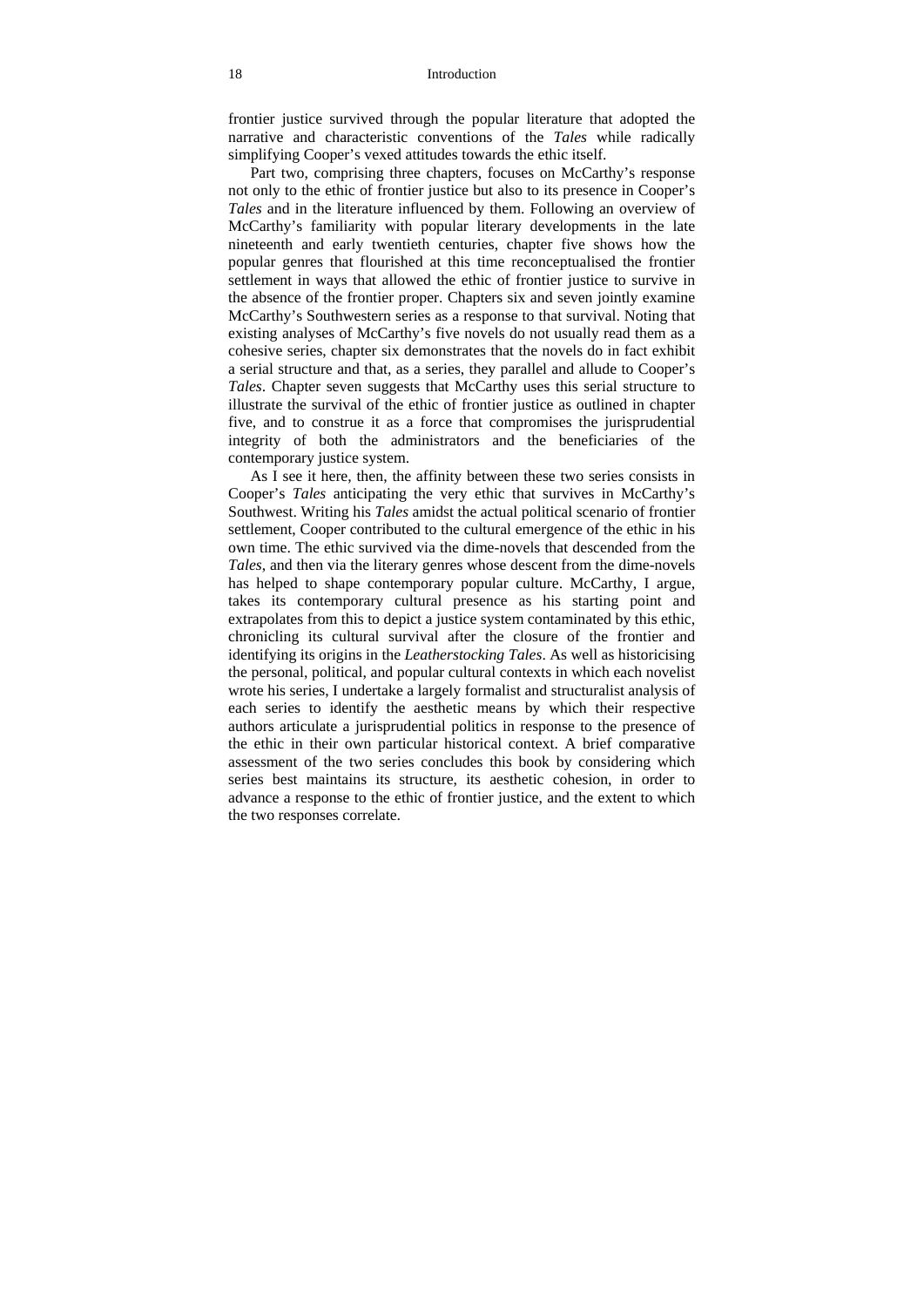frontier justice survived through the popular literature that adopted the narrative and characteristic conventions of the *Tales* while radically simplifying Cooper's vexed attitudes towards the ethic itself.

Part two, comprising three chapters, focuses on McCarthy's response not only to the ethic of frontier justice but also to its presence in Cooper's *Tales* and in the literature influenced by them. Following an overview of McCarthy's familiarity with popular literary developments in the late nineteenth and early twentieth centuries, chapter five shows how the popular genres that flourished at this time reconceptualised the frontier settlement in ways that allowed the ethic of frontier justice to survive in the absence of the frontier proper. Chapters six and seven jointly examine McCarthy's Southwestern series as a response to that survival. Noting that existing analyses of McCarthy's five novels do not usually read them as a cohesive series, chapter six demonstrates that the novels do in fact exhibit a serial structure and that, as a series, they parallel and allude to Cooper's *Tales*. Chapter seven suggests that McCarthy uses this serial structure to illustrate the survival of the ethic of frontier justice as outlined in chapter five, and to construe it as a force that compromises the jurisprudential integrity of both the administrators and the beneficiaries of the contemporary justice system.

As I see it here, then, the affinity between these two series consists in Cooper's *Tales* anticipating the very ethic that survives in McCarthy's Southwest. Writing his *Tales* amidst the actual political scenario of frontier settlement, Cooper contributed to the cultural emergence of the ethic in his own time. The ethic survived via the dime-novels that descended from the *Tales*, and then via the literary genres whose descent from the dime-novels has helped to shape contemporary popular culture. McCarthy, I argue, takes its contemporary cultural presence as his starting point and extrapolates from this to depict a justice system contaminated by this ethic, chronicling its cultural survival after the closure of the frontier and identifying its origins in the *Leatherstocking Tales*. As well as historicising the personal, political, and popular cultural contexts in which each novelist wrote his series, I undertake a largely formalist and structuralist analysis of each series to identify the aesthetic means by which their respective authors articulate a jurisprudential politics in response to the presence of the ethic in their own particular historical context. A brief comparative assessment of the two series concludes this book by considering which series best maintains its structure, its aesthetic cohesion, in order to advance a response to the ethic of frontier justice, and the extent to which the two responses correlate.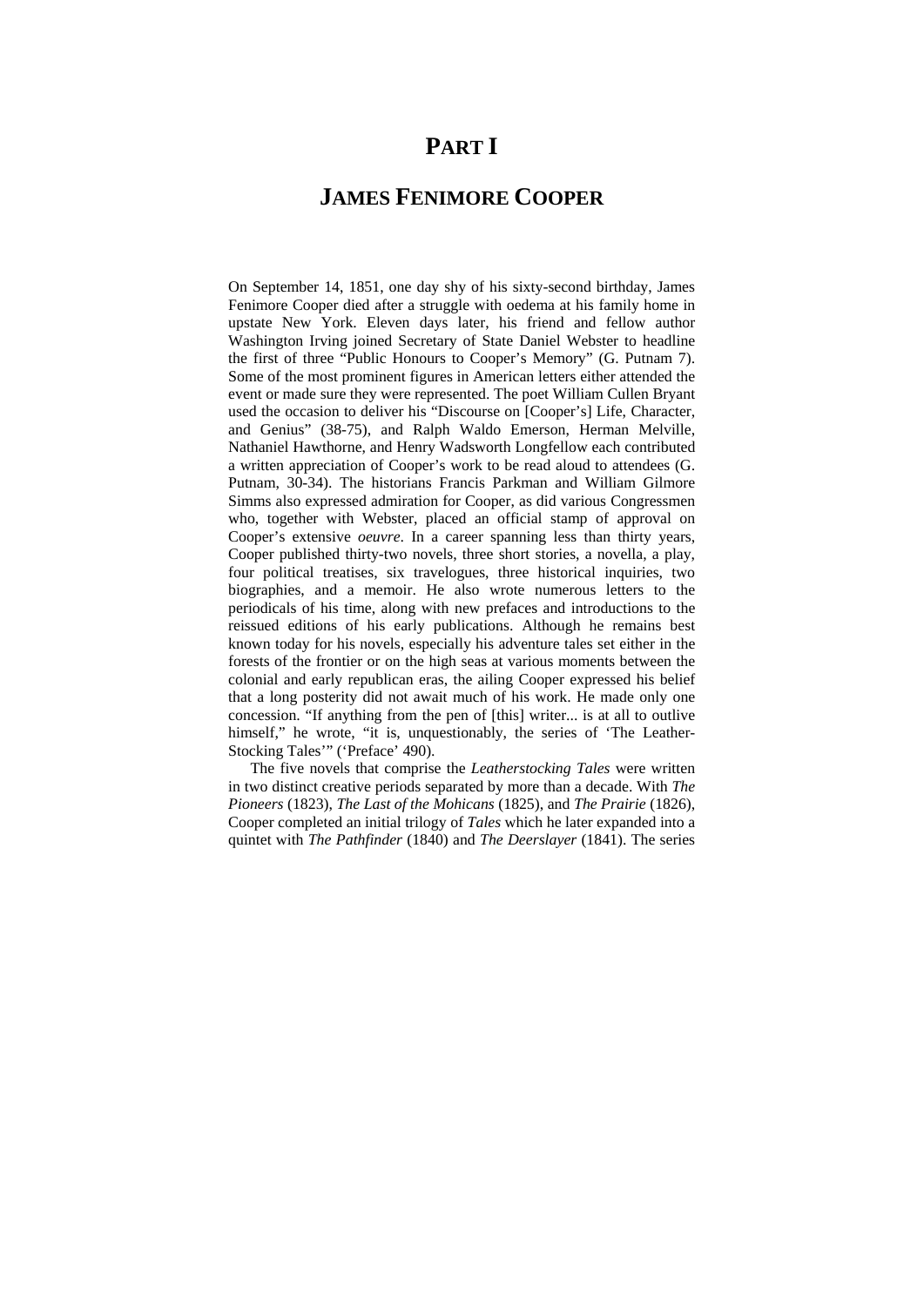# PART I

# JAMES FENIMORE COOPER

On September 14, 1851, one day shy of his sixty-second birthday, James Fenimore Cooper died after a struggle with oedema at his family home in upstate New York. Eleven days later, his friend and fellow author Washington Irving joined Secretary of State Daniel Webster to headline the first of three "Public Honours to Cooper's Memory" (G. Putnam 7). Some of the most prominent figures in American letters either attended the event or made sure they were represented. The poet William Cullen Bryant used the occasion to deliver his "Discourse on [Cooper's] Life, Character, and Genius" (38-75), and Ralph Waldo Emerson, Herman Melville, Nathaniel Hawthorne, and Henry Wadsworth Longfellow each contributed a written appreciation of Cooper's work to be read aloud to attendees (G. Putnam, 30-34). The historians Francis Parkman and William Gilmore Simms also expressed admiration for Cooper, as did various Congressmen who, together with Webster, placed an official stamp of approval on Cooper's extensive *oeuvre*. In a career spanning less than thirty years, Cooper published thirty-two novels, three short stories, a novella, a play, four political treatises, six travelogues, three historical inquiries, two biographies, and a memoir. He also wrote numerous letters to the periodicals of his time, along with new prefaces and introductions to the reissued editions of his early publications. Although he remains best known today for his novels, especially his adventure tales set either in the forests of the frontier or on the high seas at various moments between the colonial and early republican eras, the ailing Cooper expressed his belief that a long posterity did not await much of his work. He made only one concession. "If anything from the pen of [this] writer... is at all to outlive himself," he wrote, "it is, unquestionably, the series of 'The Leather-Stocking Tales'" ('Preface' 490).

The five novels that comprise the *Leatherstocking Tales* were written in two distinct creative periods separated by more than a decade. With *The Pioneers* (1823), *The Last of the Mohicans* (1825), and *The Prairie* (1826), Cooper completed an initial trilogy of *Tales* which he later expanded into a quintet with *The Pathfinder* (1840) and *The Deerslayer* (1841). The series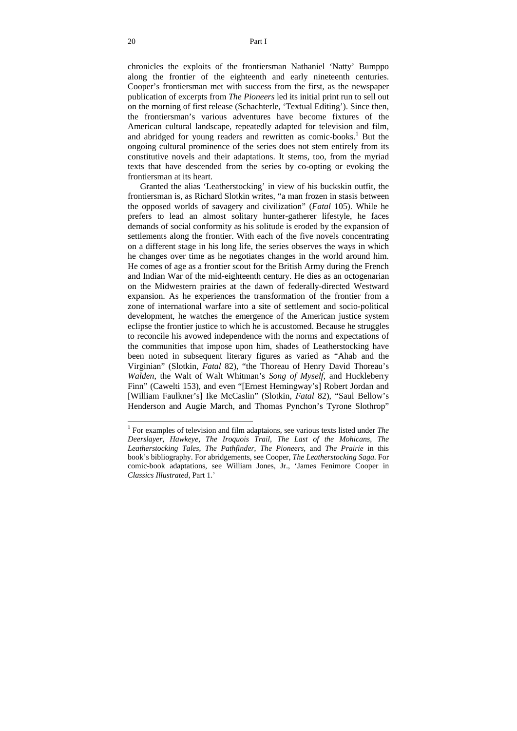chronicles the exploits of the frontiersman Nathaniel 'Natty' Bumppo along the frontier of the eighteenth and early nineteenth centuries. Cooper's frontiersman met with success from the first, as the newspaper publication of excerpts from *The Pioneers* led its initial print run to sell out on the morning of first release (Schachterle, 'Textual Editing'). Since then, the frontiersman's various adventures have become fixtures of the American cultural landscape, repeatedly adapted for television and film, and abridged for young readers and rewritten as comic-books.[1] But the ongoing cultural prominence of the series does not stem entirely from its constitutive novels and their adaptations. It stems, too, from the myriad texts that have descended from the series by co-opting or evoking the frontiersman at its heart.

Granted the alias 'Leatherstocking' in view of his buckskin outfit, the frontiersman is, as Richard Slotkin writes, "a man frozen in stasis between the opposed worlds of savagery and civilization" (*Fatal* 105). While he prefers to lead an almost solitary hunter-gatherer lifestyle, he faces demands of social conformity as his solitude is eroded by the expansion of settlements along the frontier. With each of the five novels concentrating on a different stage in his long life, the series observes the ways in which he changes over time as he negotiates changes in the world around him. He comes of age as a frontier scout for the British Army during the French and Indian War of the mid-eighteenth century. He dies as an octogenarian on the Midwestern prairies at the dawn of federally-directed Westward expansion. As he experiences the transformation of the frontier from a zone of international warfare into a site of settlement and socio-political development, he watches the emergence of the American justice system eclipse the frontier justice to which he is accustomed. Because he struggles to reconcile his avowed independence with the norms and expectations of the communities that impose upon him, shades of Leatherstocking have been noted in subsequent literary figures as varied as "Ahab and the Virginian" (Slotkin, *Fatal* 82), "the Thoreau of Henry David Thoreau's *Walden*, the Walt of Walt Whitman's *Song of Myself*, and Huckleberry Finn" (Cawelti 153), and even "[Ernest Hemingway's] Robert Jordan and [William Faulkner's] Ike McCaslin" (Slotkin, *Fatal* 82), "Saul Bellow's Henderson and Augie March, and Thomas Pynchon's Tyrone Slothrop"

---

[1] For examples of television and film adaptaions, see various texts listed under *The Deerslayer*, *Hawkeye*, *The Iroquois Trail*, *The Last of the Mohicans*, *The Leatherstocking Tales*, *The Pathfinder*, *The Pioneers*, and *The Prairie* in this book's bibliography. For abridgements, see Cooper, *The Leatherstocking Saga*. For comic-book adaptations, see William Jones, Jr., 'James Fenimore Cooper in *Classics Illustrated*, Part 1.'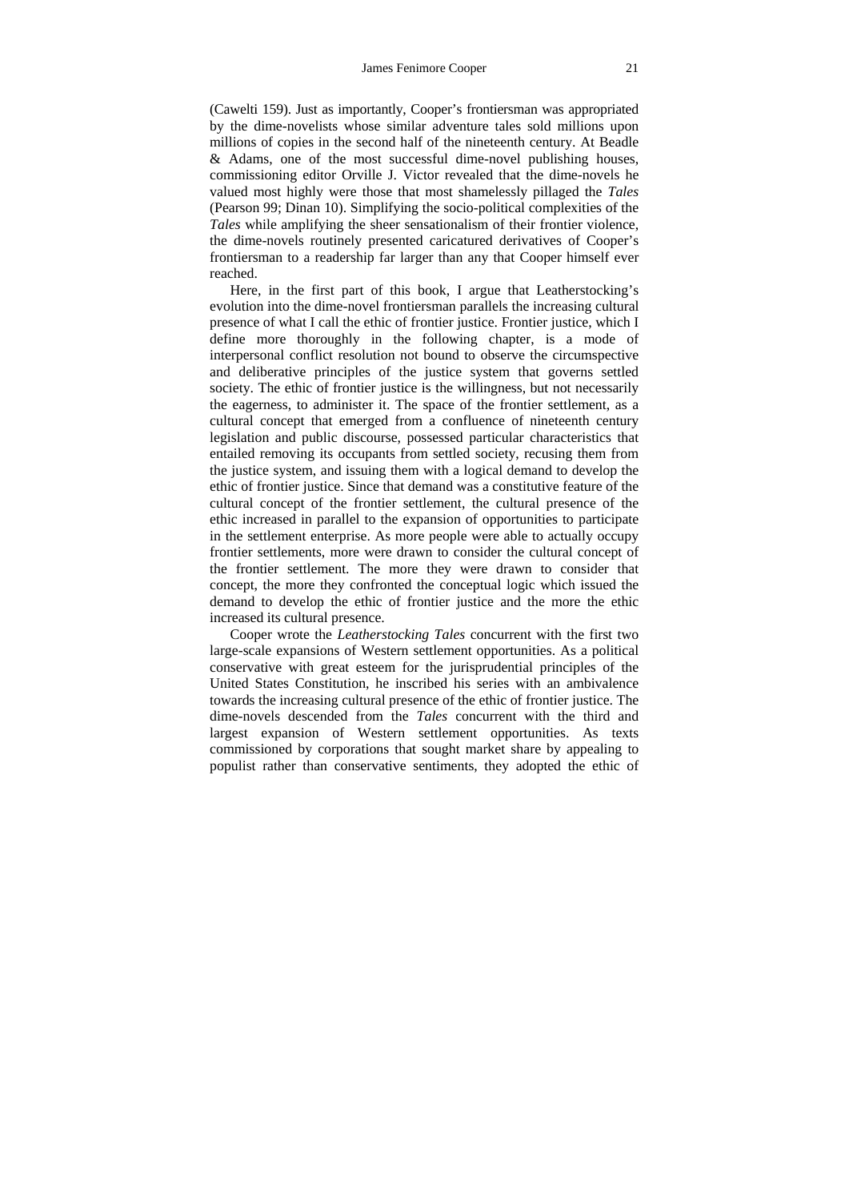(Cawelti 159). Just as importantly, Cooper's frontiersman was appropriated by the dime-novelists whose similar adventure tales sold millions upon millions of copies in the second half of the nineteenth century. At Beadle & Adams, one of the most successful dime-novel publishing houses, commissioning editor Orville J. Victor revealed that the dime-novels he valued most highly were those that most shamelessly pillaged the *Tales* (Pearson 99; Dinan 10). Simplifying the socio-political complexities of the *Tales* while amplifying the sheer sensationalism of their frontier violence, the dime-novels routinely presented caricatured derivatives of Cooper's frontiersman to a readership far larger than any that Cooper himself ever reached.

Here, in the first part of this book, I argue that Leatherstocking's evolution into the dime-novel frontiersman parallels the increasing cultural presence of what I call the ethic of frontier justice. Frontier justice, which I define more thoroughly in the following chapter, is a mode of interpersonal conflict resolution not bound to observe the circumspective and deliberative principles of the justice system that governs settled society. The ethic of frontier justice is the willingness, but not necessarily the eagerness, to administer it. The space of the frontier settlement, as a cultural concept that emerged from a confluence of nineteenth century legislation and public discourse, possessed particular characteristics that entailed removing its occupants from settled society, recusing them from the justice system, and issuing them with a logical demand to develop the ethic of frontier justice. Since that demand was a constitutive feature of the cultural concept of the frontier settlement, the cultural presence of the ethic increased in parallel to the expansion of opportunities to participate in the settlement enterprise. As more people were able to actually occupy frontier settlements, more were drawn to consider the cultural concept of the frontier settlement. The more they were drawn to consider that concept, the more they confronted the conceptual logic which issued the demand to develop the ethic of frontier justice and the more the ethic increased its cultural presence.

Cooper wrote the *Leatherstocking Tales* concurrent with the first two large-scale expansions of Western settlement opportunities. As a political conservative with great esteem for the jurisprudential principles of the United States Constitution, he inscribed his series with an ambivalence towards the increasing cultural presence of the ethic of frontier justice. The dime-novels descended from the *Tales* concurrent with the third and largest expansion of Western settlement opportunities. As texts commissioned by corporations that sought market share by appealing to populist rather than conservative sentiments, they adopted the ethic of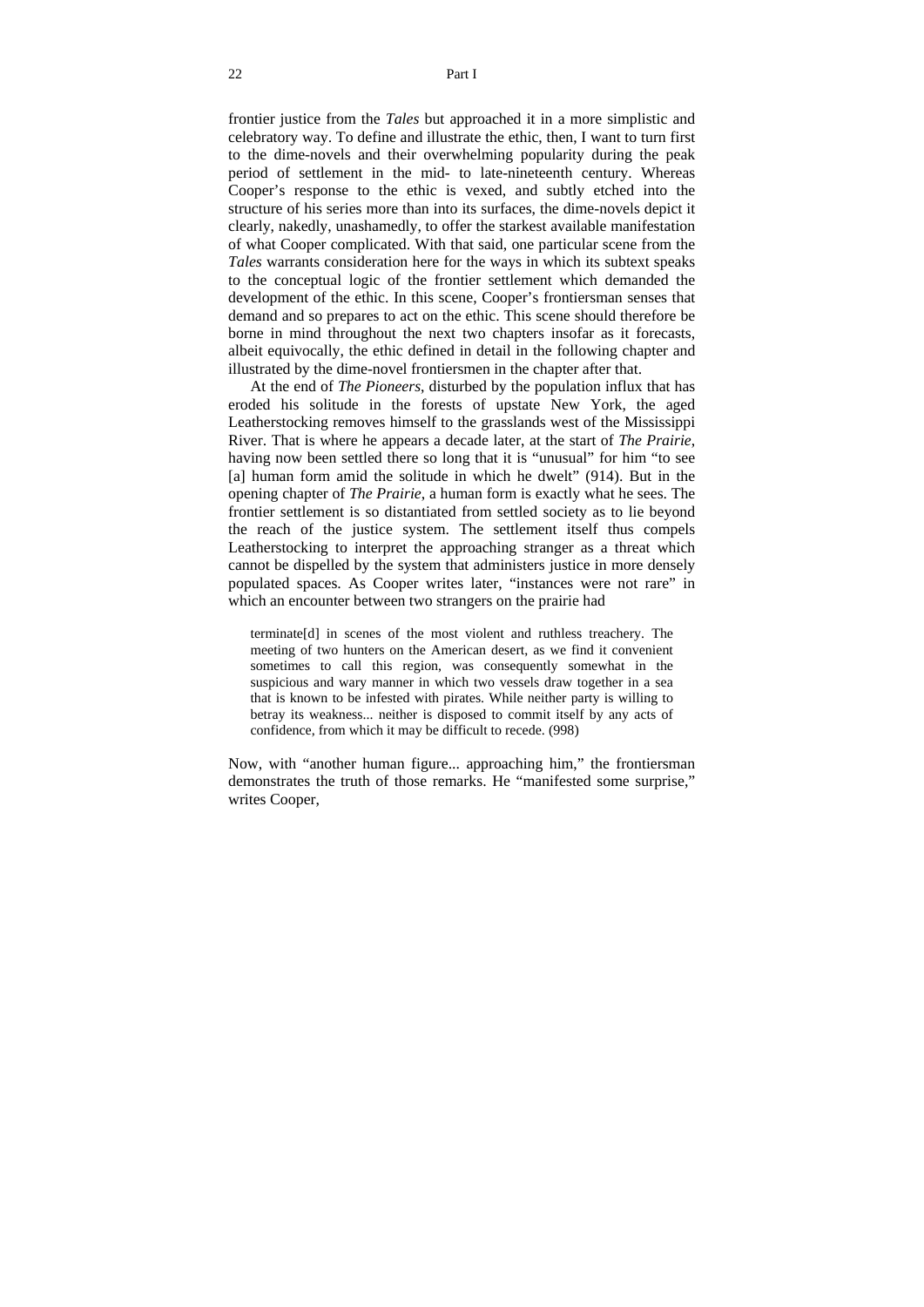frontier justice from the *Tales* but approached it in a more simplistic and celebratory way. To define and illustrate the ethic, then, I want to turn first to the dime-novels and their overwhelming popularity during the peak period of settlement in the mid- to late-nineteenth century. Whereas Cooper's response to the ethic is vexed, and subtly etched into the structure of his series more than into its surfaces, the dime-novels depict it clearly, nakedly, unashamedly, to offer the starkest available manifestation of what Cooper complicated. With that said, one particular scene from the *Tales* warrants consideration here for the ways in which its subtext speaks to the conceptual logic of the frontier settlement which demanded the development of the ethic. In this scene, Cooper's frontiersman senses that demand and so prepares to act on the ethic. This scene should therefore be borne in mind throughout the next two chapters insofar as it forecasts, albeit equivocally, the ethic defined in detail in the following chapter and illustrated by the dime-novel frontiersmen in the chapter after that.

At the end of *The Pioneers*, disturbed by the population influx that has eroded his solitude in the forests of upstate New York, the aged Leatherstocking removes himself to the grasslands west of the Mississippi River. That is where he appears a decade later, at the start of *The Prairie*, having now been settled there so long that it is "unusual" for him "to see [a] human form amid the solitude in which he dwelt" (914). But in the opening chapter of *The Prairie*, a human form is exactly what he sees. The frontier settlement is so distantiated from settled society as to lie beyond the reach of the justice system. The settlement itself thus compels Leatherstocking to interpret the approaching stranger as a threat which cannot be dispelled by the system that administers justice in more densely populated spaces. As Cooper writes later, "instances were not rare" in which an encounter between two strangers on the prairie had

> terminate[d] in scenes of the most violent and ruthless treachery. The meeting of two hunters on the American desert, as we find it convenient sometimes to call this region, was consequently somewhat in the suspicious and wary manner in which two vessels draw together in a sea that is known to be infested with pirates. While neither party is willing to betray its weakness... neither is disposed to commit itself by any acts of confidence, from which it may be difficult to recede. (998)

Now, with "another human figure... approaching him," the frontiersman demonstrates the truth of those remarks. He "manifested some surprise," writes Cooper,